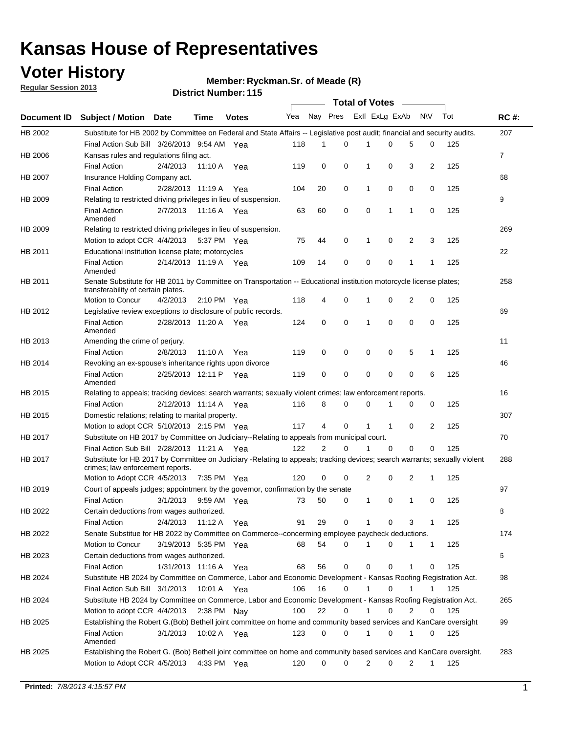# Kansas House of Representatives

## Voter History

**Regular Session 2013**

**Member: Ryckman.Sr. of Meade (R)**

**District Number: 115**

| Document ID | Subject / Motion | Date | Time | Votes | Yea | Nay | Pres | ExII | ExLg | ExAb | N\V | Tot | RC #: |
|---|---|---|---|---|---|---|---|---|---|---|---|---|---|
| HB 2002 | Substitute for HB 2002 by Committee on Federal and State Affairs -- Legislative post audit; financial and security audits. | | | | | | | | | | | | 207 |
| | Final Action Sub Bill | 3/26/2013 | 9:54 AM | Yea | 118 | 1 | 0 | 1 | 0 | 5 | 0 | 125 | |
| HB 2006 | Kansas rules and regulations filing act. | | | | | | | | | | | | 7 |
| | Final Action | 2/4/2013 | 11:10 A | Yea | 119 | 0 | 0 | 1 | 0 | 3 | 2 | 125 | |
| HB 2007 | Insurance Holding Company act. | | | | | | | | | | | | 68 |
| | Final Action | 2/28/2013 | 11:19 A | Yea | 104 | 20 | 0 | 1 | 0 | 0 | 0 | 125 | |
| HB 2009 | Relating to restricted driving privileges in lieu of suspension. | | | | | | | | | | | | 9 |
| | Final Action Amended | 2/7/2013 | 11:16 A | Yea | 63 | 60 | 0 | 0 | 1 | 1 | 0 | 125 | |
| HB 2009 | Relating to restricted driving privileges in lieu of suspension. | | | | | | | | | | | | 269 |
| | Motion to adopt CCR | 4/4/2013 | 5:37 PM | Yea | 75 | 44 | 0 | 1 | 0 | 2 | 3 | 125 | |
| HB 2011 | Educational institution license plate; motorcycles | | | | | | | | | | | | 22 |
| | Final Action Amended | 2/14/2013 | 11:19 A | Yea | 109 | 14 | 0 | 0 | 0 | 1 | 1 | 125 | |
| HB 2011 | Senate Substitute for HB 2011 by Committee on Transportation -- Educational institution motorcycle license plates; transferability of certain plates. | | | | | | | | | | | | 258 |
| | Motion to Concur | 4/2/2013 | 2:10 PM | Yea | 118 | 4 | 0 | 1 | 0 | 2 | 0 | 125 | |
| HB 2012 | Legislative review exceptions to disclosure of public records. | | | | | | | | | | | | 69 |
| | Final Action Amended | 2/28/2013 | 11:20 A | Yea | 124 | 0 | 0 | 1 | 0 | 0 | 0 | 125 | |
| HB 2013 | Amending the crime of perjury. | | | | | | | | | | | | 11 |
| | Final Action | 2/8/2013 | 11:10 A | Yea | 119 | 0 | 0 | 0 | 0 | 5 | 1 | 125 | |
| HB 2014 | Revoking an ex-spouse's inheritance rights upon divorce | | | | | | | | | | | | 46 |
| | Final Action Amended | 2/25/2013 | 12:11 P | Yea | 119 | 0 | 0 | 0 | 0 | 0 | 6 | 125 | |
| HB 2015 | Relating to appeals; tracking devices; search warrants; sexually violent crimes; law enforcement reports. | | | | | | | | | | | | 16 |
| | Final Action | 2/12/2013 | 11:14 A | Yea | 116 | 8 | 0 | 0 | 1 | 0 | 0 | 125 | |
| HB 2015 | Domestic relations; relating to marital property. | | | | | | | | | | | | 307 |
| | Motion to adopt CCR | 5/10/2013 | 2:15 PM | Yea | 117 | 4 | 0 | 1 | 1 | 0 | 2 | 125 | |
| HB 2017 | Substitute on HB 2017 by Committee on Judiciary--Relating to appeals from municipal court. | | | | | | | | | | | | 70 |
| | Final Action Sub Bill | 2/28/2013 | 11:21 A | Yea | 122 | 2 | 0 | 1 | 0 | 0 | 0 | 125 | |
| HB 2017 | Substitute for HB 2017 by Committee on Judiciary -Relating to appeals; tracking devices; search warrants; sexually violent crimes; law enforcement reports. | | | | | | | | | | | | 288 |
| | Motion to Adopt CCR | 4/5/2013 | 7:35 PM | Yea | 120 | 0 | 0 | 2 | 0 | 2 | 1 | 125 | |
| HB 2019 | Court of appeals judges; appointment by the governor, confirmation by the senate | | | | | | | | | | | | 97 |
| | Final Action | 3/1/2013 | 9:59 AM | Yea | 73 | 50 | 0 | 1 | 0 | 1 | 0 | 125 | |
| HB 2022 | Certain deductions from wages authorized. | | | | | | | | | | | | 8 |
| | Final Action | 2/4/2013 | 11:12 A | Yea | 91 | 29 | 0 | 1 | 0 | 3 | 1 | 125 | |
| HB 2022 | Senate Substitue for HB 2022 by Committee on Commerce--concerning employee paycheck deductions. | | | | | | | | | | | | 174 |
| | Motion to Concur | 3/19/2013 | 5:35 PM | Yea | 68 | 54 | 0 | 1 | 0 | 1 | 1 | 125 | |
| HB 2023 | Certain deductions from wages authorized. | | | | | | | | | | | | 6 |
| | Final Action | 1/31/2013 | 11:16 A | Yea | 68 | 56 | 0 | 0 | 0 | 1 | 0 | 125 | |
| HB 2024 | Substitute HB 2024 by Committee on Commerce, Labor and Economic Development - Kansas Roofing Registration Act. | | | | | | | | | | | | 98 |
| | Final Action Sub Bill | 3/1/2013 | 10:01 A | Yea | 106 | 16 | 0 | 1 | 0 | 1 | 1 | 125 | |
| HB 2024 | Substitute HB 2024 by Committee on Commerce, Labor and Economic Development - Kansas Roofing Registration Act. | | | | | | | | | | | | 265 |
| | Motion to adopt CCR | 4/4/2013 | 2:38 PM | Nay | 100 | 22 | 0 | 1 | 0 | 2 | 0 | 125 | |
| HB 2025 | Establishing the Robert G.(Bob) Bethell joint committee on home and community based services and KanCare oversight | | | | | | | | | | | | 99 |
| | Final Action Amended | 3/1/2013 | 10:02 A | Yea | 123 | 0 | 0 | 1 | 0 | 1 | 0 | 125 | |
| HB 2025 | Establishing the Robert G. (Bob) Bethell joint committee on home and community based services and KanCare oversight. | | | | | | | | | | | | 283 |
| | Motion to Adopt CCR | 4/5/2013 | 4:33 PM | Yea | 120 | 0 | 0 | 2 | 0 | 2 | 1 | 125 | |

**Printed:** *7/8/2013 4:15:57 PM*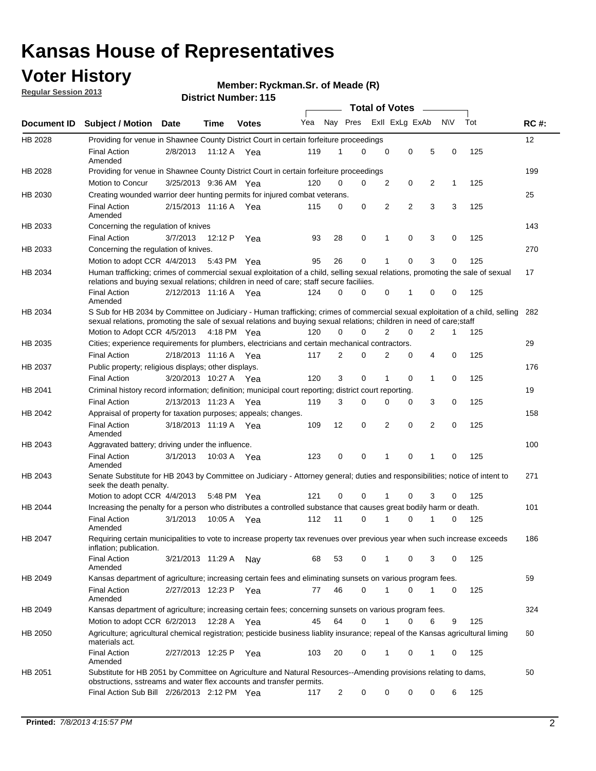# Kansas House of Representatives

## Voter History

**Regular Session 2013**

**Member: Ryckman.Sr. of Meade (R)**

**District Number: 115**

| Document ID | Subject / Motion | Date | Time | Votes | Yea | Nay | Pres | ExII | ExLg | ExAb | N\V | Tot | RC #: |
|---|---|---|---|---|---|---|---|---|---|---|---|---|---|
| HB 2028 | Providing for venue in Shawnee County District Court in certain forfeiture proceedings | | | | | | | | | | | | 12 |
| | Final Action Amended | 2/8/2013 | 11:12 A | Yea | 119 | 1 | 0 | 0 | 0 | 5 | 0 | 125 | |
| HB 2028 | Providing for venue in Shawnee County District Court in certain forfeiture proceedings | | | | | | | | | | | | 199 |
| | Motion to Concur | 3/25/2013 | 9:36 AM | Yea | 120 | 0 | 0 | 2 | 0 | 2 | 1 | 125 | |
| HB 2030 | Creating wounded warrior deer hunting permits for injured combat veterans. | | | | | | | | | | | | 25 |
| | Final Action Amended | 2/15/2013 | 11:16 A | Yea | 115 | 0 | 0 | 2 | 2 | 3 | 3 | 125 | |
| HB 2033 | Concerning the regulation of knives | | | | | | | | | | | | 143 |
| | Final Action | 3/7/2013 | 12:12 P | Yea | 93 | 28 | 0 | 1 | 0 | 3 | 0 | 125 | |
| HB 2033 | Concerning the regulation of knives. | | | | | | | | | | | | 270 |
| | Motion to adopt CCR | 4/4/2013 | 5:43 PM | Yea | 95 | 26 | 0 | 1 | 0 | 3 | 0 | 125 | |
| HB 2034 | Human trafficking; crimes of commercial sexual exploitation of a child, selling sexual relations, promoting the sale of sexual relations and buying sexual relations; children in need of care; staff secure faciliies. | | | | | | | | | | | | 17 |
| | Final Action Amended | 2/12/2013 | 11:16 A | Yea | 124 | 0 | 0 | 0 | 1 | 0 | 0 | 125 | |
| HB 2034 | S Sub for HB 2034 by Committee on Judiciary - Human trafficking; crimes of commercial sexual exploitation of a child, selling sexual relations, promoting the sale of sexual relations and buying sexual relations; children in need of care;staff | | | | | | | | | | | | 282 |
| | Motion to Adopt CCR | 4/5/2013 | 4:18 PM | Yea | 120 | 0 | 0 | 2 | 0 | 2 | 1 | 125 | |
| HB 2035 | Cities; experience requirements for plumbers, electricians and certain mechanical contractors. | | | | | | | | | | | | 29 |
| | Final Action | 2/18/2013 | 11:16 A | Yea | 117 | 2 | 0 | 2 | 0 | 4 | 0 | 125 | |
| HB 2037 | Public property; religious displays; other displays. | | | | | | | | | | | | 176 |
| | Final Action | 3/20/2013 | 10:27 A | Yea | 120 | 3 | 0 | 1 | 0 | 1 | 0 | 125 | |
| HB 2041 | Criminal history record information; definition; municipal court reporting; district court reporting. | | | | | | | | | | | | 19 |
| | Final Action | 2/13/2013 | 11:23 A | Yea | 119 | 3 | 0 | 0 | 0 | 3 | 0 | 125 | |
| HB 2042 | Appraisal of property for taxation purposes; appeals; changes. | | | | | | | | | | | | 158 |
| | Final Action Amended | 3/18/2013 | 11:19 A | Yea | 109 | 12 | 0 | 2 | 0 | 2 | 0 | 125 | |
| HB 2043 | Aggravated battery; driving under the influence. | | | | | | | | | | | | 100 |
| | Final Action Amended | 3/1/2013 | 10:03 A | Yea | 123 | 0 | 0 | 1 | 0 | 1 | 0 | 125 | |
| HB 2043 | Senate Substitute for HB 2043 by Committee on Judiciary - Attorney general; duties and responsibilities; notice of intent to seek the death penalty. | | | | | | | | | | | | 271 |
| | Motion to adopt CCR | 4/4/2013 | 5:48 PM | Yea | 121 | 0 | 0 | 1 | 0 | 3 | 0 | 125 | |
| HB 2044 | Increasing the penalty for a person who distributes a controlled substance that causes great bodily harm or death. | | | | | | | | | | | | 101 |
| | Final Action Amended | 3/1/2013 | 10:05 A | Yea | 112 | 11 | 0 | 1 | 0 | 1 | 0 | 125 | |
| HB 2047 | Requiring certain municipalities to vote to increase property tax revenues over previous year when such increase exceeds inflation; publication. | | | | | | | | | | | | 186 |
| | Final Action Amended | 3/21/2013 | 11:29 A | Nay | 68 | 53 | 0 | 1 | 0 | 3 | 0 | 125 | |
| HB 2049 | Kansas department of agriculture; increasing certain fees and eliminating sunsets on various program fees. | | | | | | | | | | | | 59 |
| | Final Action Amended | 2/27/2013 | 12:23 P | Yea | 77 | 46 | 0 | 1 | 0 | 1 | 0 | 125 | |
| HB 2049 | Kansas department of agriculture; increasing certain fees; concerning sunsets on various program fees. | | | | | | | | | | | | 324 |
| | Motion to adopt CCR | 6/2/2013 | 12:28 A | Yea | 45 | 64 | 0 | 1 | 0 | 6 | 9 | 125 | |
| HB 2050 | Agriculture; agricultural chemical registration; pesticide business liablity insurance; repeal of the Kansas agricultural liming materials act. | | | | | | | | | | | | 60 |
| | Final Action Amended | 2/27/2013 | 12:25 P | Yea | 103 | 20 | 0 | 1 | 0 | 1 | 0 | 125 | |
| HB 2051 | Substitute for HB 2051 by Committee on Agriculture and Natural Resources--Amending provisions relating to dams, obstructions, sstreams and water flex accounts and transfer permits. | | | | | | | | | | | | 50 |
| | Final Action Sub Bill | 2/26/2013 | 2:12 PM | Yea | 117 | 2 | 0 | 0 | 0 | 0 | 6 | 125 | |

**Printed:** *7/8/2013 4:15:57 PM*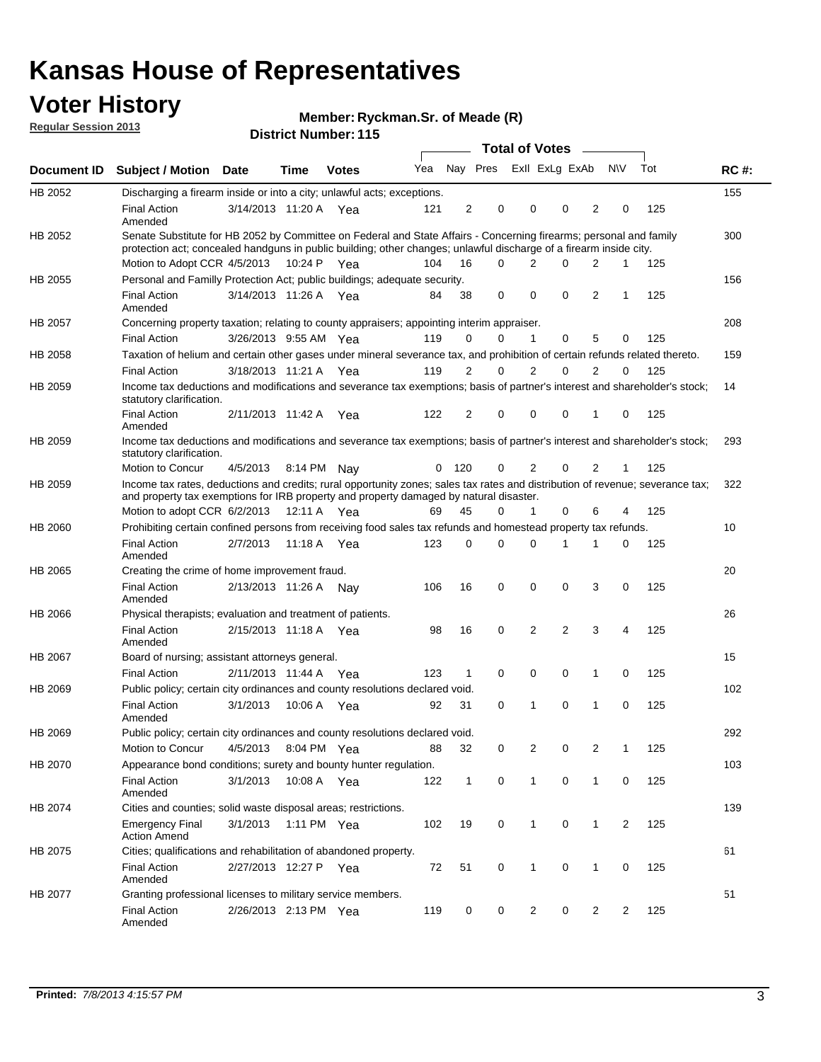# Kansas House of Representatives

## Voter History

**Regular Session 2013**

**Member: Ryckman.Sr. of Meade (R)**

**District Number: 115**

| Document ID | Subject / Motion | Date | Time | Votes | Yea | Nay | Pres | ExII | ExLg | ExAb | N\V | Tot | RC #: |
|---|---|---|---|---|---|---|---|---|---|---|---|---|---|
| HB 2052 | Discharging a firearm inside or into a city; unlawful acts; exceptions. | | | | | | | | | | | | 155 |
| | Final Action Amended | 3/14/2013 | 11:20 A | Yea | 121 | 2 | 0 | 0 | 0 | 2 | 0 | 125 | |
| HB 2052 | Senate Substitute for HB 2052 by Committee on Federal and State Affairs - Concerning firearms; personal and family protection act; concealed handguns in public building; other changes; unlawful discharge of a firearm inside city. | | | | | | | | | | | | 300 |
| | Motion to Adopt CCR | 4/5/2013 | 10:24 P | Yea | 104 | 16 | 0 | 2 | 0 | 2 | 1 | 125 | |
| HB 2055 | Personal and Familly Protection Act; public buildings; adequate security. | | | | | | | | | | | | 156 |
| | Final Action Amended | 3/14/2013 | 11:26 A | Yea | 84 | 38 | 0 | 0 | 0 | 2 | 1 | 125 | |
| HB 2057 | Concerning property taxation; relating to county appraisers; appointing interim appraiser. | | | | | | | | | | | | 208 |
| | Final Action | 3/26/2013 | 9:55 AM | Yea | 119 | 0 | 0 | 1 | 0 | 5 | 0 | 125 | |
| HB 2058 | Taxation of helium and certain other gases under mineral severance tax, and prohibition of certain refunds related thereto. | | | | | | | | | | | | 159 |
| | Final Action | 3/18/2013 | 11:21 A | Yea | 119 | 2 | 0 | 2 | 0 | 2 | 0 | 125 | |
| HB 2059 | Income tax deductions and modifications and severance tax exemptions; basis of partner's interest and shareholder's stock; statutory clarification. | | | | | | | | | | | | 14 |
| | Final Action Amended | 2/11/2013 | 11:42 A | Yea | 122 | 2 | 0 | 0 | 0 | 1 | 0 | 125 | |
| HB 2059 | Income tax deductions and modifications and severance tax exemptions; basis of partner's interest and shareholder's stock; statutory clarification. | | | | | | | | | | | | 293 |
| | Motion to Concur | 4/5/2013 | 8:14 PM | Nay | 0 | 120 | 0 | 2 | 0 | 2 | 1 | 125 | |
| HB 2059 | Income tax rates, deductions and credits; rural opportunity zones; sales tax rates and distribution of revenue; severance tax; and property tax exemptions for IRB property and property damaged by natural disaster. | | | | | | | | | | | | 322 |
| | Motion to adopt CCR | 6/2/2013 | 12:11 A | Yea | 69 | 45 | 0 | 1 | 0 | 6 | 4 | 125 | |
| HB 2060 | Prohibiting certain confined persons from receiving food sales tax refunds and homestead property tax refunds. | | | | | | | | | | | | 10 |
| | Final Action Amended | 2/7/2013 | 11:18 A | Yea | 123 | 0 | 0 | 0 | 1 | 1 | 0 | 125 | |
| HB 2065 | Creating the crime of home improvement fraud. | | | | | | | | | | | | 20 |
| | Final Action Amended | 2/13/2013 | 11:26 A | Nay | 106 | 16 | 0 | 0 | 0 | 3 | 0 | 125 | |
| HB 2066 | Physical therapists; evaluation and treatment of patients. | | | | | | | | | | | | 26 |
| | Final Action Amended | 2/15/2013 | 11:18 A | Yea | 98 | 16 | 0 | 2 | 2 | 3 | 4 | 125 | |
| HB 2067 | Board of nursing; assistant attorneys general. | | | | | | | | | | | | 15 |
| | Final Action | 2/11/2013 | 11:44 A | Yea | 123 | 1 | 0 | 0 | 0 | 1 | 0 | 125 | |
| HB 2069 | Public policy; certain city ordinances and county resolutions declared void. | | | | | | | | | | | | 102 |
| | Final Action Amended | 3/1/2013 | 10:06 A | Yea | 92 | 31 | 0 | 1 | 0 | 1 | 0 | 125 | |
| HB 2069 | Public policy; certain city ordinances and county resolutions declared void. | | | | | | | | | | | | 292 |
| | Motion to Concur | 4/5/2013 | 8:04 PM | Yea | 88 | 32 | 0 | 2 | 0 | 2 | 1 | 125 | |
| HB 2070 | Appearance bond conditions; surety and bounty hunter regulation. | | | | | | | | | | | | 103 |
| | Final Action Amended | 3/1/2013 | 10:08 A | Yea | 122 | 1 | 0 | 1 | 0 | 1 | 0 | 125 | |
| HB 2074 | Cities and counties; solid waste disposal areas; restrictions. | | | | | | | | | | | | 139 |
| | Emergency Final Action Amend | 3/1/2013 | 1:11 PM | Yea | 102 | 19 | 0 | 1 | 0 | 1 | 2 | 125 | |
| HB 2075 | Cities; qualifications and rehabilitation of abandoned property. | | | | | | | | | | | | 61 |
| | Final Action Amended | 2/27/2013 | 12:27 P | Yea | 72 | 51 | 0 | 1 | 0 | 1 | 0 | 125 | |
| HB 2077 | Granting professional licenses to military service members. | | | | | | | | | | | | 51 |
| | Final Action Amended | 2/26/2013 | 2:13 PM | Yea | 119 | 0 | 0 | 2 | 0 | 2 | 2 | 125 | |

**Printed:** *7/8/2013 4:15:57 PM*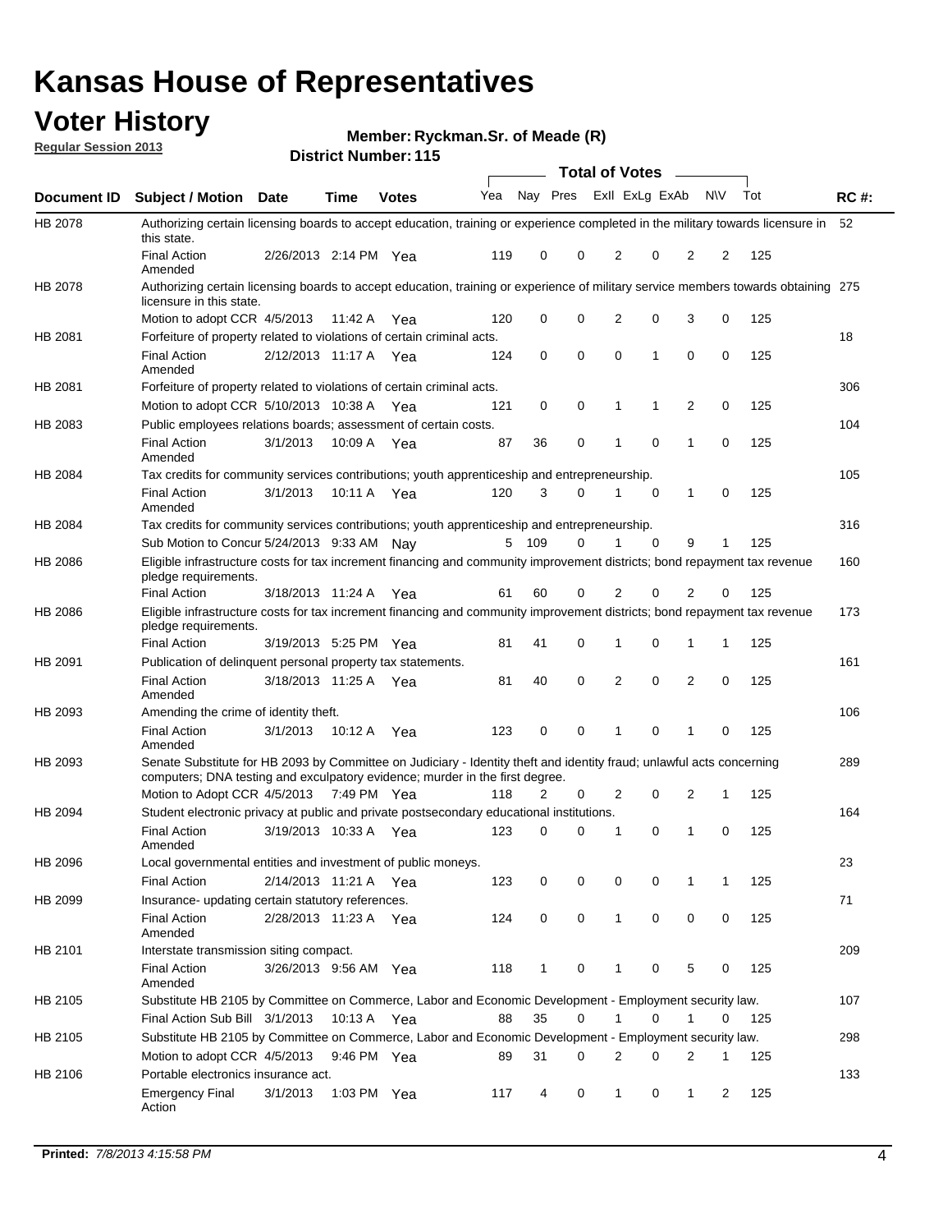# Kansas House of Representatives

## Voter History

**Regular Session 2013**

**Member: Ryckman.Sr. of Meade (R)**

**District Number: 115**

| Document ID | Subject / Motion | Date | Time | Votes | Yea | Nay | Pres | ExII | ExLg | ExAb | N\V | Tot | RC #: |
|---|---|---|---|---|---|---|---|---|---|---|---|---|---|
| HB 2078 | Authorizing certain licensing boards to accept education, training or experience completed in the military towards licensure in this state. | | | | | | | | | | | | 52 |
| | Final Action Amended | 2/26/2013 | 2:14 PM | Yea | 119 | 0 | 0 | 2 | 0 | 2 | 2 | 125 | |
| HB 2078 | Authorizing certain licensing boards to accept education, training or experience of military service members towards obtaining licensure in this state. | | | | | | | | | | | | 275 |
| | Motion to adopt CCR | 4/5/2013 | 11:42 A | Yea | 120 | 0 | 0 | 2 | 0 | 3 | 0 | 125 | |
| HB 2081 | Forfeiture of property related to violations of certain criminal acts. | | | | | | | | | | | | 18 |
| | Final Action Amended | 2/12/2013 | 11:17 A | Yea | 124 | 0 | 0 | 0 | 1 | 0 | 0 | 125 | |
| HB 2081 | Forfeiture of property related to violations of certain criminal acts. | | | | | | | | | | | | 306 |
| | Motion to adopt CCR | 5/10/2013 | 10:38 A | Yea | 121 | 0 | 0 | 1 | 1 | 2 | 0 | 125 | |
| HB 2083 | Public employees relations boards; assessment of certain costs. | | | | | | | | | | | | 104 |
| | Final Action Amended | 3/1/2013 | 10:09 A | Yea | 87 | 36 | 0 | 1 | 0 | 1 | 0 | 125 | |
| HB 2084 | Tax credits for community services contributions; youth apprenticeship and entrepreneurship. | | | | | | | | | | | | 105 |
| | Final Action Amended | 3/1/2013 | 10:11 A | Yea | 120 | 3 | 0 | 1 | 0 | 1 | 0 | 125 | |
| HB 2084 | Tax credits for community services contributions; youth apprenticeship and entrepreneurship. | | | | | | | | | | | | 316 |
| | Sub Motion to Concur | 5/24/2013 | 9:33 AM | Nay | 5 | 109 | 0 | 1 | 0 | 9 | 1 | 125 | |
| HB 2086 | Eligible infrastructure costs for tax increment financing and community improvement districts; bond repayment tax revenue pledge requirements. | | | | | | | | | | | | 160 |
| | Final Action | 3/18/2013 | 11:24 A | Yea | 61 | 60 | 0 | 2 | 0 | 2 | 0 | 125 | |
| HB 2086 | Eligible infrastructure costs for tax increment financing and community improvement districts; bond repayment tax revenue pledge requirements. | | | | | | | | | | | | 173 |
| | Final Action | 3/19/2013 | 5:25 PM | Yea | 81 | 41 | 0 | 1 | 0 | 1 | 1 | 125 | |
| HB 2091 | Publication of delinquent personal property tax statements. | | | | | | | | | | | | 161 |
| | Final Action Amended | 3/18/2013 | 11:25 A | Yea | 81 | 40 | 0 | 2 | 0 | 2 | 0 | 125 | |
| HB 2093 | Amending the crime of identity theft. | | | | | | | | | | | | 106 |
| | Final Action Amended | 3/1/2013 | 10:12 A | Yea | 123 | 0 | 0 | 1 | 0 | 1 | 0 | 125 | |
| HB 2093 | Senate Substitute for HB 2093 by Committee on Judiciary - Identity theft and identity fraud; unlawful acts concerning computers; DNA testing and exculpatory evidence; murder in the first degree. | | | | | | | | | | | | 289 |
| | Motion to Adopt CCR | 4/5/2013 | 7:49 PM | Yea | 118 | 2 | 0 | 2 | 0 | 2 | 1 | 125 | |
| HB 2094 | Student electronic privacy at public and private postsecondary educational institutions. | | | | | | | | | | | | 164 |
| | Final Action Amended | 3/19/2013 | 10:33 A | Yea | 123 | 0 | 0 | 1 | 0 | 1 | 0 | 125 | |
| HB 2096 | Local governmental entities and investment of public moneys. | | | | | | | | | | | | 23 |
| | Final Action | 2/14/2013 | 11:21 A | Yea | 123 | 0 | 0 | 0 | 0 | 1 | 1 | 125 | |
| HB 2099 | Insurance- updating certain statutory references. | | | | | | | | | | | | 71 |
| | Final Action Amended | 2/28/2013 | 11:23 A | Yea | 124 | 0 | 0 | 1 | 0 | 0 | 0 | 125 | |
| HB 2101 | Interstate transmission siting compact. | | | | | | | | | | | | 209 |
| | Final Action Amended | 3/26/2013 | 9:56 AM | Yea | 118 | 1 | 0 | 1 | 0 | 5 | 0 | 125 | |
| HB 2105 | Substitute HB 2105 by Committee on Commerce, Labor and Economic Development - Employment security law. | | | | | | | | | | | | 107 |
| | Final Action Sub Bill | 3/1/2013 | 10:13 A | Yea | 88 | 35 | 0 | 1 | 0 | 1 | 0 | 125 | |
| HB 2105 | Substitute HB 2105 by Committee on Commerce, Labor and Economic Development - Employment security law. | | | | | | | | | | | | 298 |
| | Motion to adopt CCR | 4/5/2013 | 9:46 PM | Yea | 89 | 31 | 0 | 2 | 0 | 2 | 1 | 125 | |
| HB 2106 | Portable electronics insurance act. | | | | | | | | | | | | 133 |
| | Emergency Final Action | 3/1/2013 | 1:03 PM | Yea | 117 | 4 | 0 | 1 | 0 | 1 | 2 | 125 | |

**Printed:** *7/8/2013 4:15:58 PM*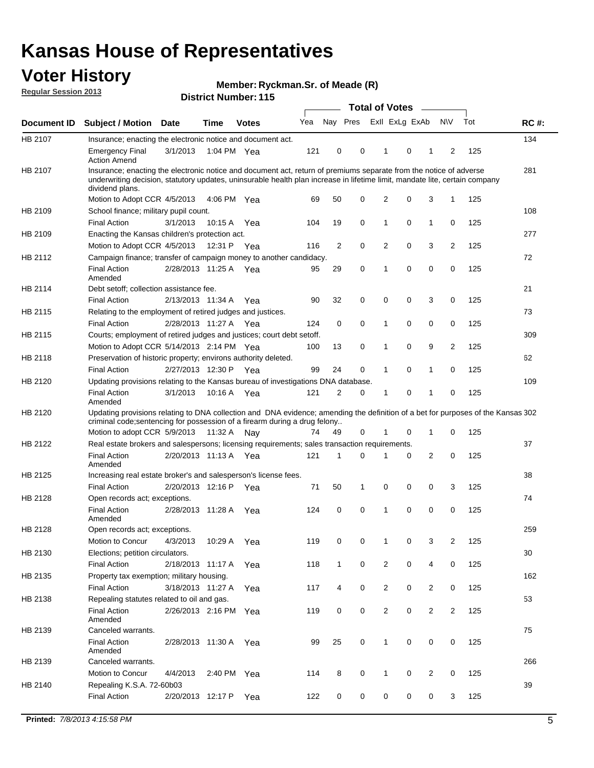# Kansas House of Representatives

## Voter History

**Regular Session 2013**

**Member: Ryckman.Sr. of Meade (R)**

**District Number: 115**

| Document ID | Subject / Motion | Date | Time | Votes | Yea | Nay | Pres | ExII | ExLg | ExAb | N\V | Tot | RC #: |
|---|---|---|---|---|---|---|---|---|---|---|---|---|---|
| HB 2107 | Insurance; enacting the electronic notice and document act. | | | | | | | | | | | | 134 |
| | Emergency Final Action Amend | 3/1/2013 | 1:04 PM | Yea | 121 | 0 | 0 | 1 | 0 | 1 | 2 | 125 | |
| HB 2107 | Insurance; enacting the electronic notice and document act, return of premiums separate from the notice of adverse underwriting decision, statutory updates, uninsurable health plan increase in lifetime limit, mandate lite, certain company dividend plans. | | | | | | | | | | | | 281 |
| | Motion to Adopt CCR | 4/5/2013 | 4:06 PM | Yea | 69 | 50 | 0 | 2 | 0 | 3 | 1 | 125 | |
| HB 2109 | School finance; military pupil count. | | | | | | | | | | | | 108 |
| | Final Action | 3/1/2013 | 10:15 A | Yea | 104 | 19 | 0 | 1 | 0 | 1 | 0 | 125 | |
| HB 2109 | Enacting the Kansas children's protection act. | | | | | | | | | | | | 277 |
| | Motion to Adopt CCR | 4/5/2013 | 12:31 P | Yea | 116 | 2 | 0 | 2 | 0 | 3 | 2 | 125 | |
| HB 2112 | Campaign finance; transfer of campaign money to another candidacy. | | | | | | | | | | | | 72 |
| | Final Action Amended | 2/28/2013 | 11:25 A | Yea | 95 | 29 | 0 | 1 | 0 | 0 | 0 | 125 | |
| HB 2114 | Debt setoff; collection assistance fee. | | | | | | | | | | | | 21 |
| | Final Action | 2/13/2013 | 11:34 A | Yea | 90 | 32 | 0 | 0 | 0 | 3 | 0 | 125 | |
| HB 2115 | Relating to the employment of retired judges and justices. | | | | | | | | | | | | 73 |
| | Final Action | 2/28/2013 | 11:27 A | Yea | 124 | 0 | 0 | 1 | 0 | 0 | 0 | 125 | |
| HB 2115 | Courts; employment of retired judges and justices; court debt setoff. | | | | | | | | | | | | 309 |
| | Motion to Adopt CCR | 5/14/2013 | 2:14 PM | Yea | 100 | 13 | 0 | 1 | 0 | 9 | 2 | 125 | |
| HB 2118 | Preservation of historic property; environs authority deleted. | | | | | | | | | | | | 62 |
| | Final Action | 2/27/2013 | 12:30 P | Yea | 99 | 24 | 0 | 1 | 0 | 1 | 0 | 125 | |
| HB 2120 | Updating provisions relating to the Kansas bureau of investigations DNA database. | | | | | | | | | | | | 109 |
| | Final Action Amended | 3/1/2013 | 10:16 A | Yea | 121 | 2 | 0 | 1 | 0 | 1 | 0 | 125 | |
| HB 2120 | Updating provisions relating to DNA collection and DNA evidence; amending the definition of a bet for purposes of the Kansas criminal code;sentencing for possession of a firearm during a drug felony.. | | | | | | | | | | | | 302 |
| | Motion to adopt CCR | 5/9/2013 | 11:32 A | Nay | 74 | 49 | 0 | 1 | 0 | 1 | 0 | 125 | |
| HB 2122 | Real estate brokers and salespersons; licensing requirements; sales transaction requirements. | | | | | | | | | | | | 37 |
| | Final Action Amended | 2/20/2013 | 11:13 A | Yea | 121 | 1 | 0 | 1 | 0 | 2 | 0 | 125 | |
| HB 2125 | Increasing real estate broker's and salesperson's license fees. | | | | | | | | | | | | 38 |
| | Final Action | 2/20/2013 | 12:16 P | Yea | 71 | 50 | 1 | 0 | 0 | 0 | 3 | 125 | |
| HB 2128 | Open records act; exceptions. | | | | | | | | | | | | 74 |
| | Final Action Amended | 2/28/2013 | 11:28 A | Yea | 124 | 0 | 0 | 1 | 0 | 0 | 0 | 125 | |
| HB 2128 | Open records act; exceptions. | | | | | | | | | | | | 259 |
| | Motion to Concur | 4/3/2013 | 10:29 A | Yea | 119 | 0 | 0 | 1 | 0 | 3 | 2 | 125 | |
| HB 2130 | Elections; petition circulators. | | | | | | | | | | | | 30 |
| | Final Action | 2/18/2013 | 11:17 A | Yea | 118 | 1 | 0 | 2 | 0 | 4 | 0 | 125 | |
| HB 2135 | Property tax exemption; military housing. | | | | | | | | | | | | 162 |
| | Final Action | 3/18/2013 | 11:27 A | Yea | 117 | 4 | 0 | 2 | 0 | 2 | 0 | 125 | |
| HB 2138 | Repealing statutes related to oil and gas. | | | | | | | | | | | | 53 |
| | Final Action Amended | 2/26/2013 | 2:16 PM | Yea | 119 | 0 | 0 | 2 | 0 | 2 | 2 | 125 | |
| HB 2139 | Canceled warrants. | | | | | | | | | | | | 75 |
| | Final Action Amended | 2/28/2013 | 11:30 A | Yea | 99 | 25 | 0 | 1 | 0 | 0 | 0 | 125 | |
| HB 2139 | Canceled warrants. | | | | | | | | | | | | 266 |
| | Motion to Concur | 4/4/2013 | 2:40 PM | Yea | 114 | 8 | 0 | 1 | 0 | 2 | 0 | 125 | |
| HB 2140 | Repealing K.S.A. 72-60b03 | | | | | | | | | | | | 39 |
| | Final Action | 2/20/2013 | 12:17 P | Yea | 122 | 0 | 0 | 0 | 0 | 0 | 3 | 125 | |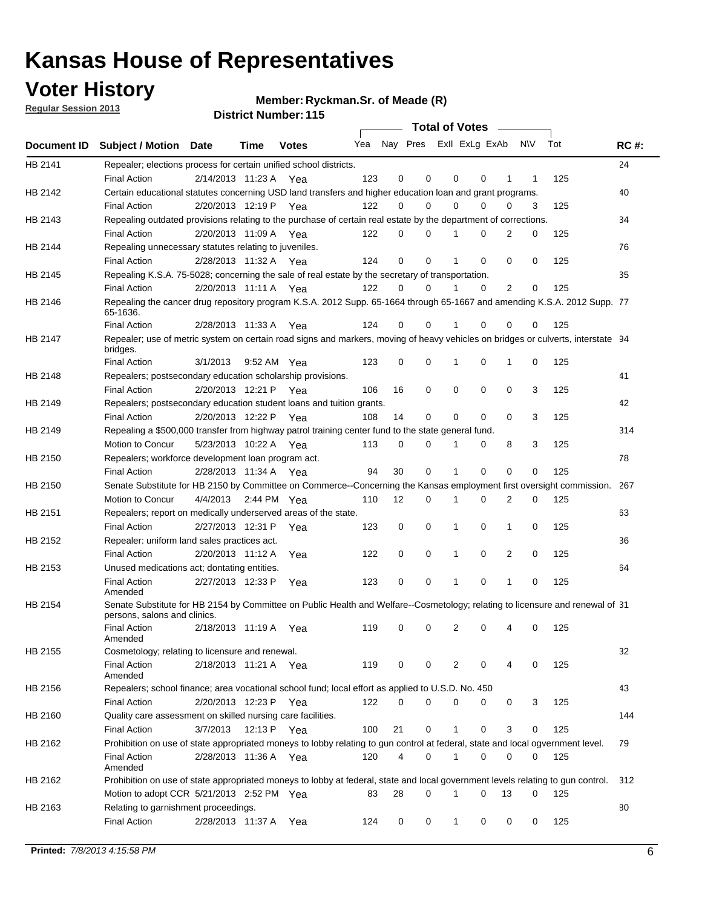# Kansas House of Representatives

## Voter History

**Regular Session 2013**

**Member: Ryckman.Sr. of Meade (R)**

**District Number: 115**

| Document ID | Subject / Motion | Date | Time | Votes | Yea | Nay | Pres | ExII | ExLg | ExAb | N\V | Tot | RC #: |
|---|---|---|---|---|---|---|---|---|---|---|---|---|---|
| HB 2141 | Repealer; elections process for certain unified school districts. | | | | | | | | | | | | 24 |
| | Final Action | 2/14/2013 | 11:23 A | Yea | 123 | 0 | 0 | 0 | 0 | 1 | 1 | 125 | |
| HB 2142 | Certain educational statutes concerning USD land transfers and higher education loan and grant programs. | | | | | | | | | | | | 40 |
| | Final Action | 2/20/2013 | 12:19 P | Yea | 122 | 0 | 0 | 0 | 0 | 0 | 3 | 125 | |
| HB 2143 | Repealing outdated provisions relating to the purchase of certain real estate by the department of corrections. | | | | | | | | | | | | 34 |
| | Final Action | 2/20/2013 | 11:09 A | Yea | 122 | 0 | 0 | 1 | 0 | 2 | 0 | 125 | |
| HB 2144 | Repealing unnecessary statutes relating to juveniles. | | | | | | | | | | | | 76 |
| | Final Action | 2/28/2013 | 11:32 A | Yea | 124 | 0 | 0 | 1 | 0 | 0 | 0 | 125 | |
| HB 2145 | Repealing K.S.A. 75-5028; concerning the sale of real estate by the secretary of transportation. | | | | | | | | | | | | 35 |
| | Final Action | 2/20/2013 | 11:11 A | Yea | 122 | 0 | 0 | 1 | 0 | 2 | 0 | 125 | |
| HB 2146 | Repealing the cancer drug repository program K.S.A. 2012 Supp. 65-1664 through 65-1667 and amending K.S.A. 2012 Supp. 65-1636. | | | | | | | | | | | | 77 |
| | Final Action | 2/28/2013 | 11:33 A | Yea | 124 | 0 | 0 | 1 | 0 | 0 | 0 | 125 | |
| HB 2147 | Repealer; use of metric system on certain road signs and markers, moving of heavy vehicles on bridges or culverts, interstate bridges. | | | | | | | | | | | | 94 |
| | Final Action | 3/1/2013 | 9:52 AM | Yea | 123 | 0 | 0 | 1 | 0 | 1 | 0 | 125 | |
| HB 2148 | Repealers; postsecondary education scholarship provisions. | | | | | | | | | | | | 41 |
| | Final Action | 2/20/2013 | 12:21 P | Yea | 106 | 16 | 0 | 0 | 0 | 0 | 3 | 125 | |
| HB 2149 | Repealers; postsecondary education student loans and tuition grants. | | | | | | | | | | | | 42 |
| | Final Action | 2/20/2013 | 12:22 P | Yea | 108 | 14 | 0 | 0 | 0 | 0 | 3 | 125 | |
| HB 2149 | Repealing a $500,000 transfer from highway patrol training center fund to the state general fund. | | | | | | | | | | | | 314 |
| | Motion to Concur | 5/23/2013 | 10:22 A | Yea | 113 | 0 | 0 | 1 | 0 | 8 | 3 | 125 | |
| HB 2150 | Repealers; workforce development loan program act. | | | | | | | | | | | | 78 |
| | Final Action | 2/28/2013 | 11:34 A | Yea | 94 | 30 | 0 | 1 | 0 | 0 | 0 | 125 | |
| HB 2150 | Senate Substitute for HB 2150 by Committee on Commerce--Concerning the Kansas employment first oversight commission. | | | | | | | | | | | | 267 |
| | Motion to Concur | 4/4/2013 | 2:44 PM | Yea | 110 | 12 | 0 | 1 | 0 | 2 | 0 | 125 | |
| HB 2151 | Repealers; report on medically underserved areas of the state. | | | | | | | | | | | | 63 |
| | Final Action | 2/27/2013 | 12:31 P | Yea | 123 | 0 | 0 | 1 | 0 | 1 | 0 | 125 | |
| HB 2152 | Repealer: uniform land sales practices act. | | | | | | | | | | | | 36 |
| | Final Action | 2/20/2013 | 11:12 A | Yea | 122 | 0 | 0 | 1 | 0 | 2 | 0 | 125 | |
| HB 2153 | Unused medications act; dontating entities. | | | | | | | | | | | | 64 |
| | Final Action Amended | 2/27/2013 | 12:33 P | Yea | 123 | 0 | 0 | 1 | 0 | 1 | 0 | 125 | |
| HB 2154 | Senate Substitute for HB 2154 by Committee on Public Health and Welfare--Cosmetology; relating to licensure and renewal of persons, salons and clinics. | | | | | | | | | | | | 31 |
| | Final Action Amended | 2/18/2013 | 11:19 A | Yea | 119 | 0 | 0 | 2 | 0 | 4 | 0 | 125 | |
| HB 2155 | Cosmetology; relating to licensure and renewal. | | | | | | | | | | | | 32 |
| | Final Action Amended | 2/18/2013 | 11:21 A | Yea | 119 | 0 | 0 | 2 | 0 | 4 | 0 | 125 | |
| HB 2156 | Repealers; school finance; area vocational school fund; local effort as applied to U.S.D. No. 450 | | | | | | | | | | | | 43 |
| | Final Action | 2/20/2013 | 12:23 P | Yea | 122 | 0 | 0 | 0 | 0 | 0 | 3 | 125 | |
| HB 2160 | Quality care assessment on skilled nursing care facilities. | | | | | | | | | | | | 144 |
| | Final Action | 3/7/2013 | 12:13 P | Yea | 100 | 21 | 0 | 1 | 0 | 3 | 0 | 125 | |
| HB 2162 | Prohibition on use of state appropriated moneys to lobby relating to gun control at federal, state and local ogvernment level. | | | | | | | | | | | | 79 |
| | Final Action Amended | 2/28/2013 | 11:36 A | Yea | 120 | 4 | 0 | 1 | 0 | 0 | 0 | 125 | |
| HB 2162 | Prohibition on use of state appropriated moneys to lobby at federal, state and local government levels relating to gun control. | | | | | | | | | | | | 312 |
| | Motion to adopt CCR | 5/21/2013 | 2:52 PM | Yea | 83 | 28 | 0 | 1 | 0 | 13 | 0 | 125 | |
| HB 2163 | Relating to garnishment proceedings. | | | | | | | | | | | | 80 |
| | Final Action | 2/28/2013 | 11:37 A | Yea | 124 | 0 | 0 | 1 | 0 | 0 | 0 | 125 | |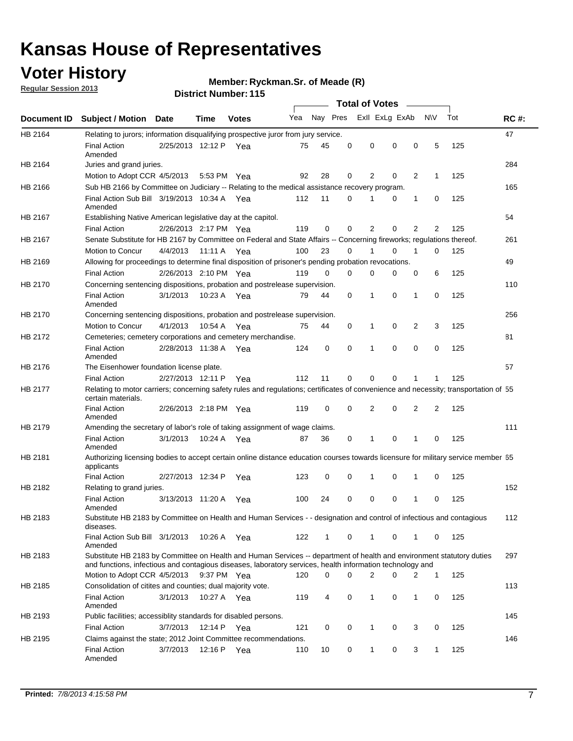# Kansas House of Representatives

## Voter History

**Regular Session 2013**

**Member: Ryckman.Sr. of Meade (R)**

**District Number: 115**

| Document ID | Subject / Motion | Date | Time | Votes | Yea | Nay | Pres | Exll | ExLg | ExAb | N\V | Tot | RC #: |
|---|---|---|---|---|---|---|---|---|---|---|---|---|---|
| HB 2164 | Relating to jurors; information disqualifying prospective juror from jury service. | | | | | | | | | | | | 47 |
| | Final Action Amended | 2/25/2013 | 12:12 P | Yea | 75 | 45 | 0 | 0 | 0 | 0 | 5 | 125 | |
| HB 2164 | Juries and grand juries. | | | | | | | | | | | | 284 |
| | Motion to Adopt CCR | 4/5/2013 | 5:53 PM | Yea | 92 | 28 | 0 | 2 | 0 | 2 | 1 | 125 | |
| HB 2166 | Sub HB 2166 by Committee on Judiciary -- Relating to the medical assistance recovery program. | | | | | | | | | | | | 165 |
| | Final Action Sub Bill Amended | 3/19/2013 | 10:34 A | Yea | 112 | 11 | 0 | 1 | 0 | 1 | 0 | 125 | |
| HB 2167 | Establishing Native American legislative day at the capitol. | | | | | | | | | | | | 54 |
| | Final Action | 2/26/2013 | 2:17 PM | Yea | 119 | 0 | 0 | 2 | 0 | 2 | 2 | 125 | |
| HB 2167 | Senate Substitute for HB 2167 by Committee on Federal and State Affairs -- Concerning fireworks; regulations thereof. | | | | | | | | | | | | 261 |
| | Motion to Concur | 4/4/2013 | 11:11 A | Yea | 100 | 23 | 0 | 1 | 0 | 1 | 0 | 125 | |
| HB 2169 | Allowing for proceedings to determine final disposition of prisoner's pending probation revocations. | | | | | | | | | | | | 49 |
| | Final Action | 2/26/2013 | 2:10 PM | Yea | 119 | 0 | 0 | 0 | 0 | 0 | 6 | 125 | |
| HB 2170 | Concerning sentencing dispositions, probation and postrelease supervision. | | | | | | | | | | | | 110 |
| | Final Action Amended | 3/1/2013 | 10:23 A | Yea | 79 | 44 | 0 | 1 | 0 | 1 | 0 | 125 | |
| HB 2170 | Concerning sentencing dispositions, probation and postrelease supervision. | | | | | | | | | | | | 256 |
| | Motion to Concur | 4/1/2013 | 10:54 A | Yea | 75 | 44 | 0 | 1 | 0 | 2 | 3 | 125 | |
| HB 2172 | Cemeteries; cemetery corporations and cemetery merchandise. | | | | | | | | | | | | 81 |
| | Final Action Amended | 2/28/2013 | 11:38 A | Yea | 124 | 0 | 0 | 1 | 0 | 0 | 0 | 125 | |
| HB 2176 | The Eisenhower foundation license plate. | | | | | | | | | | | | 57 |
| | Final Action | 2/27/2013 | 12:11 P | Yea | 112 | 11 | 0 | 0 | 0 | 1 | 1 | 125 | |
| HB 2177 | Relating to motor carriers; concerning safety rules and regulations; certificates of convenience and necessity; transportation of certain materials. | | | | | | | | | | | | 55 |
| | Final Action Amended | 2/26/2013 | 2:18 PM | Yea | 119 | 0 | 0 | 2 | 0 | 2 | 2 | 125 | |
| HB 2179 | Amending the secretary of labor's role of taking assignment of wage claims. | | | | | | | | | | | | 111 |
| | Final Action Amended | 3/1/2013 | 10:24 A | Yea | 87 | 36 | 0 | 1 | 0 | 1 | 0 | 125 | |
| HB 2181 | Authorizing licensing bodies to accept certain online distance education courses towards licensure for military service member applicants | | | | | | | | | | | | 65 |
| | Final Action | 2/27/2013 | 12:34 P | Yea | 123 | 0 | 0 | 1 | 0 | 1 | 0 | 125 | |
| HB 2182 | Relating to grand juries. | | | | | | | | | | | | 152 |
| | Final Action Amended | 3/13/2013 | 11:20 A | Yea | 100 | 24 | 0 | 0 | 0 | 1 | 0 | 125 | |
| HB 2183 | Substitute HB 2183 by Committee on Health and Human Services - - designation and control of infectious and contagious diseases. | | | | | | | | | | | | 112 |
| | Final Action Sub Bill Amended | 3/1/2013 | 10:26 A | Yea | 122 | 1 | 0 | 1 | 0 | 1 | 0 | 125 | |
| HB 2183 | Substitute HB 2183 by Committee on Health and Human Services -- department of health and environment statutory duties and functions, infectious and contagious diseases, laboratory services, health information technology and | | | | | | | | | | | | 297 |
| | Motion to Adopt CCR | 4/5/2013 | 9:37 PM | Yea | 120 | 0 | 0 | 2 | 0 | 2 | 1 | 125 | |
| HB 2185 | Consolidation of citites and counties; dual majority vote. | | | | | | | | | | | | 113 |
| | Final Action Amended | 3/1/2013 | 10:27 A | Yea | 119 | 4 | 0 | 1 | 0 | 1 | 0 | 125 | |
| HB 2193 | Public facilities; accessiblity standards for disabled persons. | | | | | | | | | | | | 145 |
| | Final Action | 3/7/2013 | 12:14 P | Yea | 121 | 0 | 0 | 1 | 0 | 3 | 0 | 125 | |
| HB 2195 | Claims against the state; 2012 Joint Committee recommendations. | | | | | | | | | | | | 146 |
| | Final Action Amended | 3/7/2013 | 12:16 P | Yea | 110 | 10 | 0 | 1 | 0 | 3 | 1 | 125 | |

**Printed:** *7/8/2013 4:15:58 PM*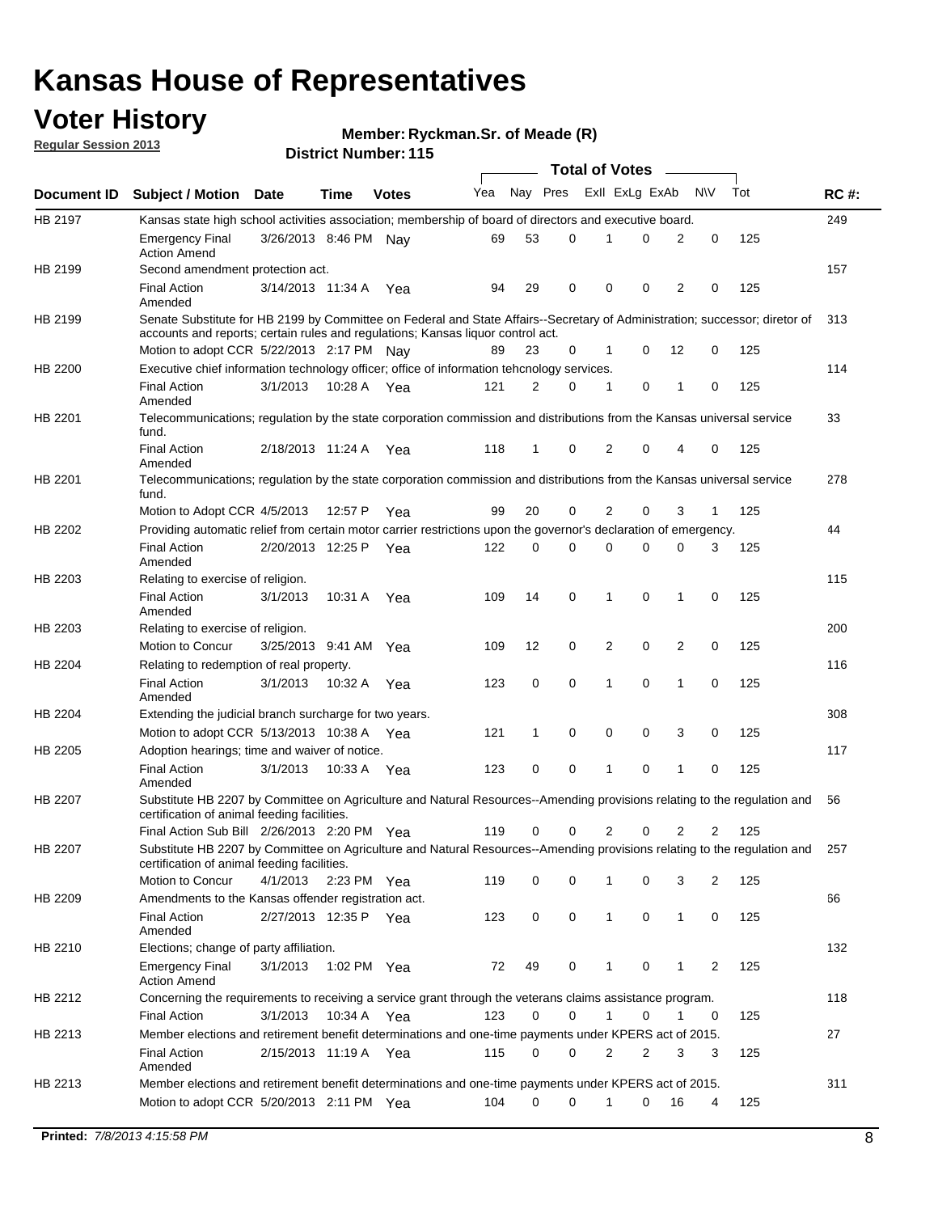# Kansas House of Representatives

## Voter History

**Regular Session 2013**

**Member: Ryckman.Sr. of Meade (R)**

**District Number: 115**

| Document ID | Subject / Motion | Date | Time | Votes | Yea | Nay | Pres | ExII | ExLg | ExAb | N\V | Tot | RC #: |
|---|---|---|---|---|---|---|---|---|---|---|---|---|---|
| HB 2197 | Kansas state high school activities association; membership of board of directors and executive board. | | | | | | | | | | | | 249 |
| | Emergency Final Action Amend | 3/26/2013 | 8:46 PM | Nay | 69 | 53 | 0 | 1 | 0 | 2 | 0 | 125 | |
| HB 2199 | Second amendment protection act. | | | | | | | | | | | | 157 |
| | Final Action Amended | 3/14/2013 | 11:34 A | Yea | 94 | 29 | 0 | 0 | 0 | 2 | 0 | 125 | |
| HB 2199 | Senate Substitute for HB 2199 by Committee on Federal and State Affairs--Secretary of Administration; successor; diretor of accounts and reports; certain rules and regulations; Kansas liquor control act. | | | | | | | | | | | | 313 |
| | Motion to adopt CCR | 5/22/2013 | 2:17 PM | Nay | 89 | 23 | 0 | 1 | 0 | 12 | 0 | 125 | |
| HB 2200 | Executive chief information technology officer; office of information tehcnology services. | | | | | | | | | | | | 114 |
| | Final Action Amended | 3/1/2013 | 10:28 A | Yea | 121 | 2 | 0 | 1 | 0 | 1 | 0 | 125 | |
| HB 2201 | Telecommunications; regulation by the state corporation commission and distributions from the Kansas universal service fund. | | | | | | | | | | | | 33 |
| | Final Action Amended | 2/18/2013 | 11:24 A | Yea | 118 | 1 | 0 | 2 | 0 | 4 | 0 | 125 | |
| HB 2201 | Telecommunications; regulation by the state corporation commission and distributions from the Kansas universal service fund. | | | | | | | | | | | | 278 |
| | Motion to Adopt CCR | 4/5/2013 | 12:57 P | Yea | 99 | 20 | 0 | 2 | 0 | 3 | 1 | 125 | |
| HB 2202 | Providing automatic relief from certain motor carrier restrictions upon the governor's declaration of emergency. | | | | | | | | | | | | 44 |
| | Final Action Amended | 2/20/2013 | 12:25 P | Yea | 122 | 0 | 0 | 0 | 0 | 0 | 3 | 125 | |
| HB 2203 | Relating to exercise of religion. | | | | | | | | | | | | 115 |
| | Final Action Amended | 3/1/2013 | 10:31 A | Yea | 109 | 14 | 0 | 1 | 0 | 1 | 0 | 125 | |
| HB 2203 | Relating to exercise of religion. | | | | | | | | | | | | 200 |
| | Motion to Concur | 3/25/2013 | 9:41 AM | Yea | 109 | 12 | 0 | 2 | 0 | 2 | 0 | 125 | |
| HB 2204 | Relating to redemption of real property. | | | | | | | | | | | | 116 |
| | Final Action Amended | 3/1/2013 | 10:32 A | Yea | 123 | 0 | 0 | 1 | 0 | 1 | 0 | 125 | |
| HB 2204 | Extending the judicial branch surcharge for two years. | | | | | | | | | | | | 308 |
| | Motion to adopt CCR | 5/13/2013 | 10:38 A | Yea | 121 | 1 | 0 | 0 | 0 | 3 | 0 | 125 | |
| HB 2205 | Adoption hearings; time and waiver of notice. | | | | | | | | | | | | 117 |
| | Final Action Amended | 3/1/2013 | 10:33 A | Yea | 123 | 0 | 0 | 1 | 0 | 1 | 0 | 125 | |
| HB 2207 | Substitute HB 2207 by Committee on Agriculture and Natural Resources--Amending provisions relating to the regulation and certification of animal feeding facilities. | | | | | | | | | | | | 56 |
| | Final Action Sub Bill | 2/26/2013 | 2:20 PM | Yea | 119 | 0 | 0 | 2 | 0 | 2 | 2 | 125 | |
| HB 2207 | Substitute HB 2207 by Committee on Agriculture and Natural Resources--Amending provisions relating to the regulation and certification of animal feeding facilities. | | | | | | | | | | | | 257 |
| | Motion to Concur | 4/1/2013 | 2:23 PM | Yea | 119 | 0 | 0 | 1 | 0 | 3 | 2 | 125 | |
| HB 2209 | Amendments to the Kansas offender registration act. | | | | | | | | | | | | 66 |
| | Final Action Amended | 2/27/2013 | 12:35 P | Yea | 123 | 0 | 0 | 1 | 0 | 1 | 0 | 125 | |
| HB 2210 | Elections; change of party affiliation. | | | | | | | | | | | | 132 |
| | Emergency Final Action Amend | 3/1/2013 | 1:02 PM | Yea | 72 | 49 | 0 | 1 | 0 | 1 | 2 | 125 | |
| HB 2212 | Concerning the requirements to receiving a service grant through the veterans claims assistance program. | | | | | | | | | | | | 118 |
| | Final Action | 3/1/2013 | 10:34 A | Yea | 123 | 0 | 0 | 1 | 0 | 1 | 0 | 125 | |
| HB 2213 | Member elections and retirement benefit determinations and one-time payments under KPERS act of 2015. | | | | | | | | | | | | 27 |
| | Final Action Amended | 2/15/2013 | 11:19 A | Yea | 115 | 0 | 0 | 2 | 2 | 3 | 3 | 125 | |
| HB 2213 | Member elections and retirement benefit determinations and one-time payments under KPERS act of 2015. | | | | | | | | | | | | 311 |
| | Motion to adopt CCR | 5/20/2013 | 2:11 PM | Yea | 104 | 0 | 0 | 1 | 0 | 16 | 4 | 125 | |

**Printed:** *7/8/2013 4:15:58 PM*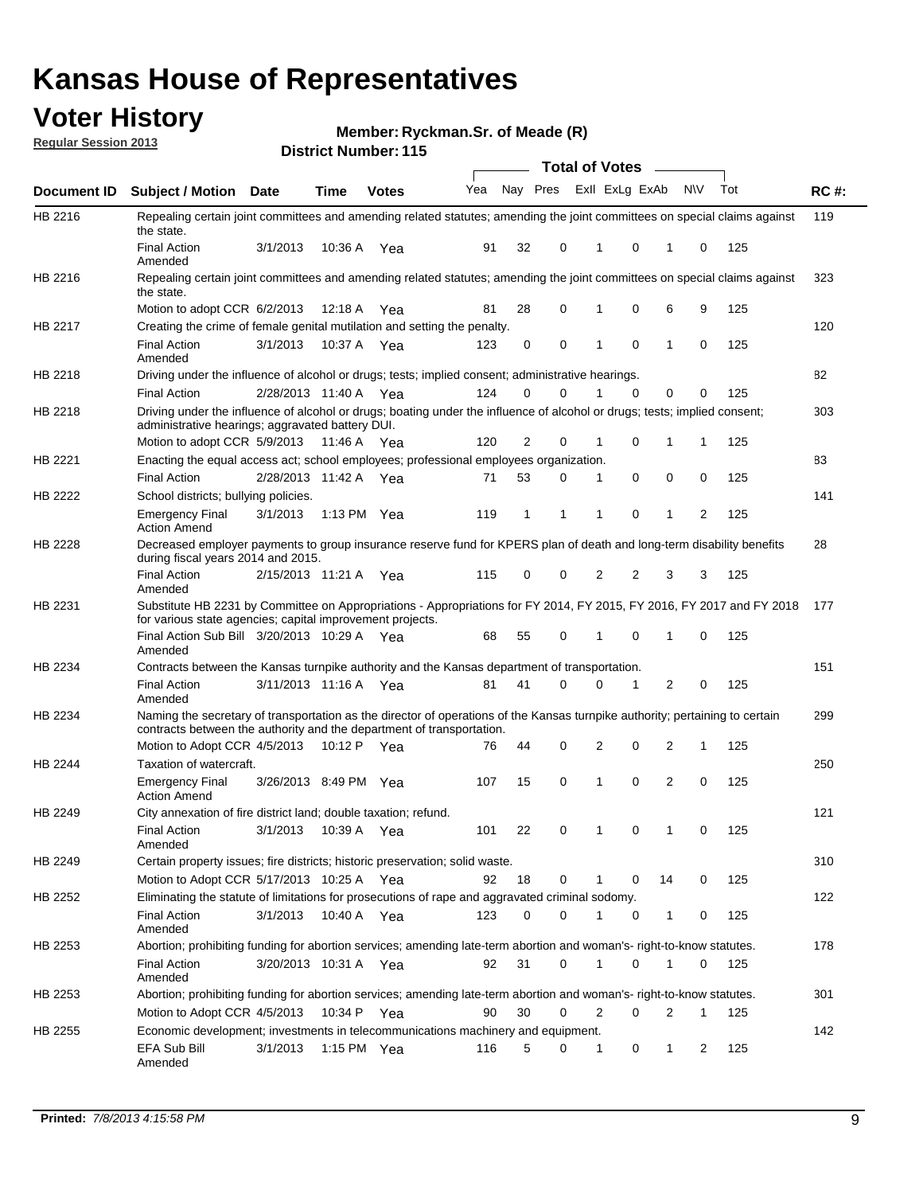# Kansas House of Representatives

## Voter History

**Regular Session 2013**

**Member: Ryckman.Sr. of Meade (R)**

**District Number: 115**

| Document ID | Subject / Motion | Date | Time | Votes | Yea | Nay | Pres | ExII | ExLg | ExAb | N\V | Tot | RC #: |
|---|---|---|---|---|---|---|---|---|---|---|---|---|---|
| HB 2216 | Repealing certain joint committees and amending related statutes; amending the joint committees on special claims against the state. | | | | | | | | | | | | 119 |
| | Final Action Amended | 3/1/2013 | 10:36 A | Yea | 91 | 32 | 0 | 1 | 0 | 1 | 0 | 125 | |
| HB 2216 | Repealing certain joint committees and amending related statutes; amending the joint committees on special claims against the state. | | | | | | | | | | | | 323 |
| | Motion to adopt CCR | 6/2/2013 | 12:18 A | Yea | 81 | 28 | 0 | 1 | 0 | 6 | 9 | 125 | |
| HB 2217 | Creating the crime of female genital mutilation and setting the penalty. | | | | | | | | | | | | 120 |
| | Final Action Amended | 3/1/2013 | 10:37 A | Yea | 123 | 0 | 0 | 1 | 0 | 1 | 0 | 125 | |
| HB 2218 | Driving under the influence of alcohol or drugs; tests; implied consent; administrative hearings. | | | | | | | | | | | | 82 |
| | Final Action | 2/28/2013 | 11:40 A | Yea | 124 | 0 | 0 | 1 | 0 | 0 | 0 | 125 | |
| HB 2218 | Driving under the influence of alcohol or drugs; boating under the influence of alcohol or drugs; tests; implied consent; administrative hearings; aggravated battery DUI. | | | | | | | | | | | | 303 |
| | Motion to adopt CCR | 5/9/2013 | 11:46 A | Yea | 120 | 2 | 0 | 1 | 0 | 1 | 1 | 125 | |
| HB 2221 | Enacting the equal access act; school employees; professional employees organization. | | | | | | | | | | | | 83 |
| | Final Action | 2/28/2013 | 11:42 A | Yea | 71 | 53 | 0 | 1 | 0 | 0 | 0 | 125 | |
| HB 2222 | School districts; bullying policies. | | | | | | | | | | | | 141 |
| | Emergency Final Action Amend | 3/1/2013 | 1:13 PM | Yea | 119 | 1 | 1 | 1 | 0 | 1 | 2 | 125 | |
| HB 2228 | Decreased employer payments to group insurance reserve fund for KPERS plan of death and long-term disability benefits during fiscal years 2014 and 2015. | | | | | | | | | | | | 28 |
| | Final Action Amended | 2/15/2013 | 11:21 A | Yea | 115 | 0 | 0 | 2 | 2 | 3 | 3 | 125 | |
| HB 2231 | Substitute HB 2231 by Committee on Appropriations - Appropriations for FY 2014, FY 2015, FY 2016, FY 2017 and FY 2018 for various state agencies; capital improvement projects. | | | | | | | | | | | | 177 |
| | Final Action Sub Bill Amended | 3/20/2013 | 10:29 A | Yea | 68 | 55 | 0 | 1 | 0 | 1 | 0 | 125 | |
| HB 2234 | Contracts between the Kansas turnpike authority and the Kansas department of transportation. | | | | | | | | | | | | 151 |
| | Final Action Amended | 3/11/2013 | 11:16 A | Yea | 81 | 41 | 0 | 0 | 1 | 2 | 0 | 125 | |
| HB 2234 | Naming the secretary of transportation as the director of operations of the Kansas turnpike authority; pertaining to certain contracts between the authority and the department of transportation. | | | | | | | | | | | | 299 |
| | Motion to Adopt CCR | 4/5/2013 | 10:12 P | Yea | 76 | 44 | 0 | 2 | 0 | 2 | 1 | 125 | |
| HB 2244 | Taxation of watercraft. | | | | | | | | | | | | 250 |
| | Emergency Final Action Amend | 3/26/2013 | 8:49 PM | Yea | 107 | 15 | 0 | 1 | 0 | 2 | 0 | 125 | |
| HB 2249 | City annexation of fire district land; double taxation; refund. | | | | | | | | | | | | 121 |
| | Final Action Amended | 3/1/2013 | 10:39 A | Yea | 101 | 22 | 0 | 1 | 0 | 1 | 0 | 125 | |
| HB 2249 | Certain property issues; fire districts; historic preservation; solid waste. | | | | | | | | | | | | 310 |
| | Motion to Adopt CCR | 5/17/2013 | 10:25 A | Yea | 92 | 18 | 0 | 1 | 0 | 14 | 0 | 125 | |
| HB 2252 | Eliminating the statute of limitations for prosecutions of rape and aggravated criminal sodomy. | | | | | | | | | | | | 122 |
| | Final Action Amended | 3/1/2013 | 10:40 A | Yea | 123 | 0 | 0 | 1 | 0 | 1 | 0 | 125 | |
| HB 2253 | Abortion; prohibiting funding for abortion services; amending late-term abortion and woman's- right-to-know statutes. | | | | | | | | | | | | 178 |
| | Final Action Amended | 3/20/2013 | 10:31 A | Yea | 92 | 31 | 0 | 1 | 0 | 1 | 0 | 125 | |
| HB 2253 | Abortion; prohibiting funding for abortion services; amending late-term abortion and woman's- right-to-know statutes. | | | | | | | | | | | | 301 |
| | Motion to Adopt CCR | 4/5/2013 | 10:34 P | Yea | 90 | 30 | 0 | 2 | 0 | 2 | 1 | 125 | |
| HB 2255 | Economic development; investments in telecommunications machinery and equipment. | | | | | | | | | | | | 142 |
| | EFA Sub Bill Amended | 3/1/2013 | 1:15 PM | Yea | 116 | 5 | 0 | 1 | 0 | 1 | 2 | 125 | |

Printed: 7/8/2013 4:15:58 PM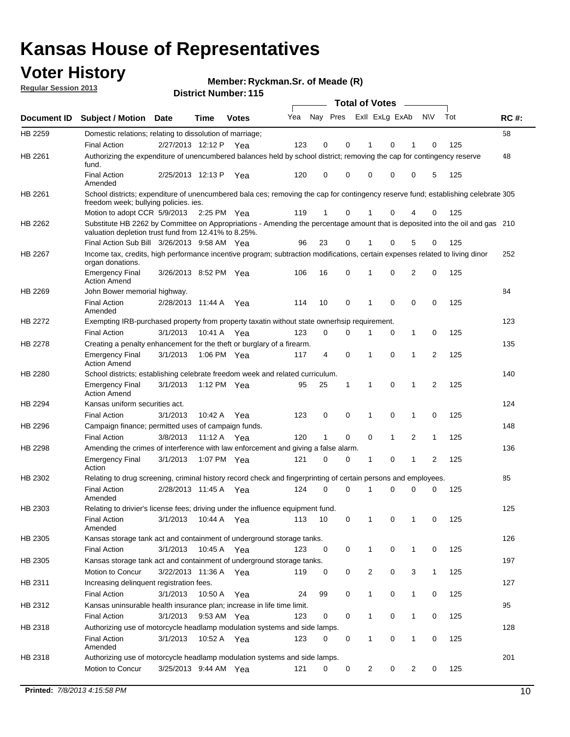# Kansas House of Representatives

## Voter History

**Regular Session 2013**

**Member: Ryckman.Sr. of Meade (R)**

**District Number: 115**

| Document ID | Subject / Motion | Date | Time | Votes | Yea | Nay | Pres | ExII | ExLg | ExAb | N\V | Tot | RC #: |
|---|---|---|---|---|---|---|---|---|---|---|---|---|---|
| HB 2259 | Domestic relations; relating to dissolution of marriage; | | | | | | | | | | | | 58 |
| | Final Action | 2/27/2013 | 12:12 P | Yea | 123 | 0 | 0 | 1 | 0 | 1 | 0 | 125 | |
| HB 2261 | Authorizing the expenditure of unencumbered balances held by school district; removing the cap for contingency reserve fund. | | | | | | | | | | | | 48 |
| | Final Action Amended | 2/25/2013 | 12:13 P | Yea | 120 | 0 | 0 | 0 | 0 | 0 | 5 | 125 | |
| HB 2261 | School districts; expenditure of unencumbered bala ces; removing the cap for contingency reserve fund; establishing celebrate freedom week; bullying policies. ies. | | | | | | | | | | | | 305 |
| | Motion to adopt CCR | 5/9/2013 | 2:25 PM | Yea | 119 | 1 | 0 | 1 | 0 | 4 | 0 | 125 | |
| HB 2262 | Substitute HB 2262 by Committee on Appropriations - Amending the percentage amount that is deposited into the oil and gas valuation depletion trust fund from 12.41% to 8.25%. | | | | | | | | | | | | 210 |
| | Final Action Sub Bill | 3/26/2013 | 9:58 AM | Yea | 96 | 23 | 0 | 1 | 0 | 5 | 0 | 125 | |
| HB 2267 | Income tax, credits, high performance incentive program; subtraction modifications, certain expenses related to living dinor organ donations. | | | | | | | | | | | | 252 |
| | Emergency Final Action Amend | 3/26/2013 | 8:52 PM | Yea | 106 | 16 | 0 | 1 | 0 | 2 | 0 | 125 | |
| HB 2269 | John Bower memorial highway. | | | | | | | | | | | | 84 |
| | Final Action Amended | 2/28/2013 | 11:44 A | Yea | 114 | 10 | 0 | 1 | 0 | 0 | 0 | 125 | |
| HB 2272 | Exempting IRB-purchased property from property taxatin without state ownerhsip requirement. | | | | | | | | | | | | 123 |
| | Final Action | 3/1/2013 | 10:41 A | Yea | 123 | 0 | 0 | 1 | 0 | 1 | 0 | 125 | |
| HB 2278 | Creating a penalty enhancement for the theft or burglary of a firearm. | | | | | | | | | | | | 135 |
| | Emergency Final Action Amend | 3/1/2013 | 1:06 PM | Yea | 117 | 4 | 0 | 1 | 0 | 1 | 2 | 125 | |
| HB 2280 | School districts; establishing celebrate freedom week and related curriculum. | | | | | | | | | | | | 140 |
| | Emergency Final Action Amend | 3/1/2013 | 1:12 PM | Yea | 95 | 25 | 1 | 1 | 0 | 1 | 2 | 125 | |
| HB 2294 | Kansas uniform securities act. | | | | | | | | | | | | 124 |
| | Final Action | 3/1/2013 | 10:42 A | Yea | 123 | 0 | 0 | 1 | 0 | 1 | 0 | 125 | |
| HB 2296 | Campaign finance; permitted uses of campaign funds. | | | | | | | | | | | | 148 |
| | Final Action | 3/8/2013 | 11:12 A | Yea | 120 | 1 | 0 | 0 | 1 | 2 | 1 | 125 | |
| HB 2298 | Amending the crimes of interference with law enforcement and giving a false alarm. | | | | | | | | | | | | 136 |
| | Emergency Final Action | 3/1/2013 | 1:07 PM | Yea | 121 | 0 | 0 | 1 | 0 | 1 | 2 | 125 | |
| HB 2302 | Relating to drug screening, criminal history record check and fingerprinting of certain persons and employees. | | | | | | | | | | | | 85 |
| | Final Action Amended | 2/28/2013 | 11:45 A | Yea | 124 | 0 | 0 | 1 | 0 | 0 | 0 | 125 | |
| HB 2303 | Relating to drivier's license fees; driving under the influence equipment fund. | | | | | | | | | | | | 125 |
| | Final Action Amended | 3/1/2013 | 10:44 A | Yea | 113 | 10 | 0 | 1 | 0 | 1 | 0 | 125 | |
| HB 2305 | Kansas storage tank act and containment of underground storage tanks. | | | | | | | | | | | | 126 |
| | Final Action | 3/1/2013 | 10:45 A | Yea | 123 | 0 | 0 | 1 | 0 | 1 | 0 | 125 | |
| HB 2305 | Kansas storage tank act and containment of underground storage tanks. | | | | | | | | | | | | 197 |
| | Motion to Concur | 3/22/2013 | 11:36 A | Yea | 119 | 0 | 0 | 2 | 0 | 3 | 1 | 125 | |
| HB 2311 | Increasing delinquent registration fees. | | | | | | | | | | | | 127 |
| | Final Action | 3/1/2013 | 10:50 A | Yea | 24 | 99 | 0 | 1 | 0 | 1 | 0 | 125 | |
| HB 2312 | Kansas uninsurable health insurance plan; increase in life time limit. | | | | | | | | | | | | 95 |
| | Final Action | 3/1/2013 | 9:53 AM | Yea | 123 | 0 | 0 | 1 | 0 | 1 | 0 | 125 | |
| HB 2318 | Authorizing use of motorcycle headlamp modulation systems and side lamps. | | | | | | | | | | | | 128 |
| | Final Action Amended | 3/1/2013 | 10:52 A | Yea | 123 | 0 | 0 | 1 | 0 | 1 | 0 | 125 | |
| HB 2318 | Authorizing use of motorcycle headlamp modulation systems and side lamps. | | | | | | | | | | | | 201 |
| | Motion to Concur | 3/25/2013 | 9:44 AM | Yea | 121 | 0 | 0 | 2 | 0 | 2 | 0 | 125 | |

**Printed:** *7/8/2013 4:15:58 PM*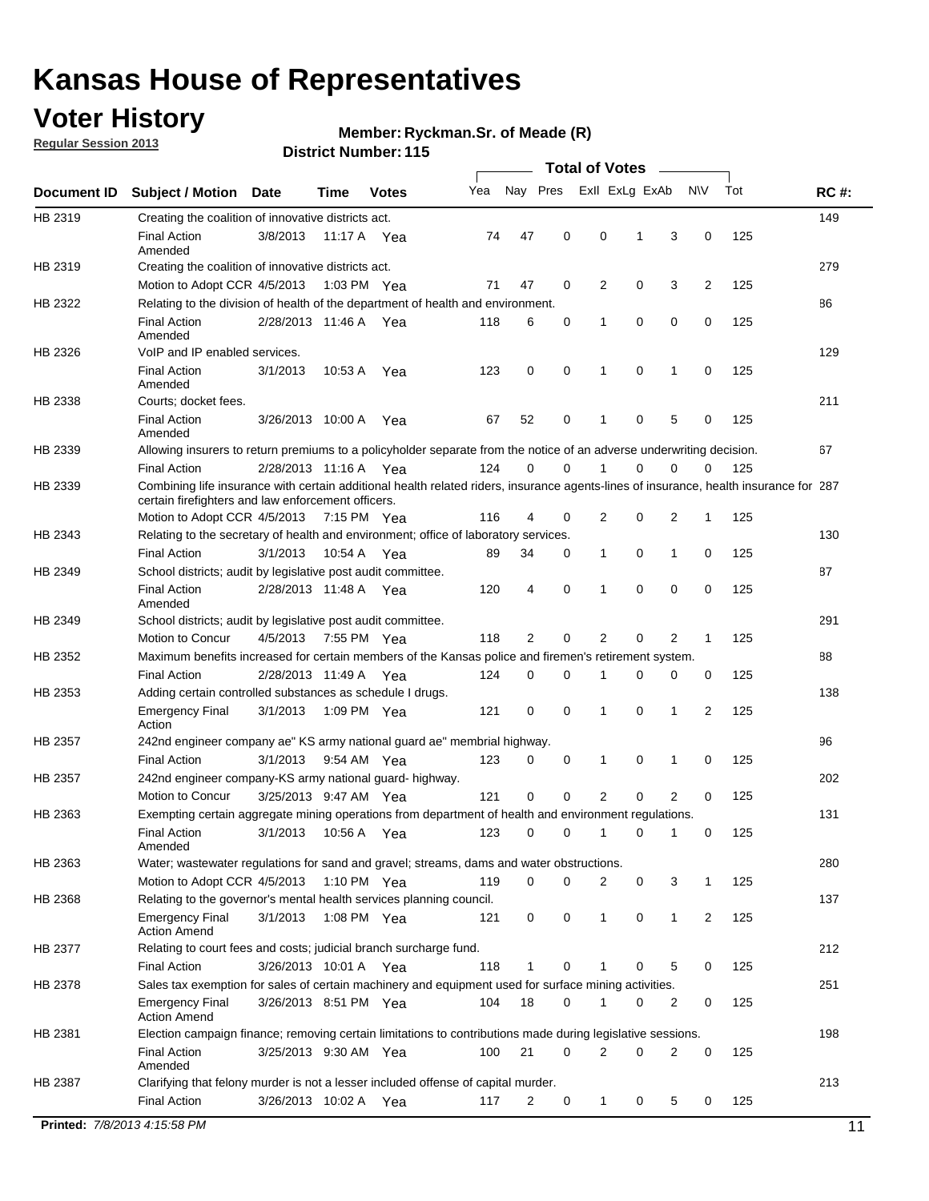# Kansas House of Representatives

## Voter History

**Regular Session 2013**

**Member: Ryckman.Sr. of Meade (R)**

**District Number: 115**

| Document ID | Subject / Motion | Date | Time | Votes | Yea | Nay | Pres | ExII | ExLg | ExAb | N\V | Tot | RC #: |
|---|---|---|---|---|---|---|---|---|---|---|---|---|---|
| HB 2319 | Creating the coalition of innovative districts act. | | | | | | | | | | | | 149 |
| | Final Action Amended | 3/8/2013 | 11:17 A | Yea | 74 | 47 | 0 | 0 | 1 | 3 | 0 | 125 | |
| HB 2319 | Creating the coalition of innovative districts act. | | | | | | | | | | | | 279 |
| | Motion to Adopt CCR | 4/5/2013 | 1:03 PM | Yea | 71 | 47 | 0 | 2 | 0 | 3 | 2 | 125 | |
| HB 2322 | Relating to the division of health of the department of health and environment. | | | | | | | | | | | | 86 |
| | Final Action Amended | 2/28/2013 | 11:46 A | Yea | 118 | 6 | 0 | 1 | 0 | 0 | 0 | 125 | |
| HB 2326 | VoIP and IP enabled services. | | | | | | | | | | | | 129 |
| | Final Action Amended | 3/1/2013 | 10:53 A | Yea | 123 | 0 | 0 | 1 | 0 | 1 | 0 | 125 | |
| HB 2338 | Courts; docket fees. | | | | | | | | | | | | 211 |
| | Final Action Amended | 3/26/2013 | 10:00 A | Yea | 67 | 52 | 0 | 1 | 0 | 5 | 0 | 125 | |
| HB 2339 | Allowing insurers to return premiums to a policyholder separate from the notice of an adverse underwriting decision. | | | | | | | | | | | | 67 |
| | Final Action | 2/28/2013 | 11:16 A | Yea | 124 | 0 | 0 | 1 | 0 | 0 | 0 | 125 | |
| HB 2339 | Combining life insurance with certain additional health related riders, insurance agents-lines of insurance, health insurance for certain firefighters and law enforcement officers. | | | | | | | | | | | | 287 |
| | Motion to Adopt CCR | 4/5/2013 | 7:15 PM | Yea | 116 | 4 | 0 | 2 | 0 | 2 | 1 | 125 | |
| HB 2343 | Relating to the secretary of health and environment; office of laboratory services. | | | | | | | | | | | | 130 |
| | Final Action | 3/1/2013 | 10:54 A | Yea | 89 | 34 | 0 | 1 | 0 | 1 | 0 | 125 | |
| HB 2349 | School districts; audit by legislative post audit committee. | | | | | | | | | | | | 87 |
| | Final Action Amended | 2/28/2013 | 11:48 A | Yea | 120 | 4 | 0 | 1 | 0 | 0 | 0 | 125 | |
| HB 2349 | School districts; audit by legislative post audit committee. | | | | | | | | | | | | 291 |
| | Motion to Concur | 4/5/2013 | 7:55 PM | Yea | 118 | 2 | 0 | 2 | 0 | 2 | 1 | 125 | |
| HB 2352 | Maximum benefits increased for certain members of the Kansas police and firemen's retirement system. | | | | | | | | | | | | 88 |
| | Final Action | 2/28/2013 | 11:49 A | Yea | 124 | 0 | 0 | 1 | 0 | 0 | 0 | 125 | |
| HB 2353 | Adding certain controlled substances as schedule I drugs. | | | | | | | | | | | | 138 |
| | Emergency Final Action | 3/1/2013 | 1:09 PM | Yea | 121 | 0 | 0 | 1 | 0 | 1 | 2 | 125 | |
| HB 2357 | 242nd engineer company ae" KS army national guard ae" membrial highway. | | | | | | | | | | | | 96 |
| | Final Action | 3/1/2013 | 9:54 AM | Yea | 123 | 0 | 0 | 1 | 0 | 1 | 0 | 125 | |
| HB 2357 | 242nd engineer company-KS army national guard- highway. | | | | | | | | | | | | 202 |
| | Motion to Concur | 3/25/2013 | 9:47 AM | Yea | 121 | 0 | 0 | 2 | 0 | 2 | 0 | 125 | |
| HB 2363 | Exempting certain aggregate mining operations from department of health and environment regulations. | | | | | | | | | | | | 131 |
| | Final Action Amended | 3/1/2013 | 10:56 A | Yea | 123 | 0 | 0 | 1 | 0 | 1 | 0 | 125 | |
| HB 2363 | Water; wastewater regulations for sand and gravel; streams, dams and water obstructions. | | | | | | | | | | | | 280 |
| | Motion to Adopt CCR | 4/5/2013 | 1:10 PM | Yea | 119 | 0 | 0 | 2 | 0 | 3 | 1 | 125 | |
| HB 2368 | Relating to the governor's mental health services planning council. | | | | | | | | | | | | 137 |
| | Emergency Final Action Amend | 3/1/2013 | 1:08 PM | Yea | 121 | 0 | 0 | 1 | 0 | 1 | 2 | 125 | |
| HB 2377 | Relating to court fees and costs; judicial branch surcharge fund. | | | | | | | | | | | | 212 |
| | Final Action | 3/26/2013 | 10:01 A | Yea | 118 | 1 | 0 | 1 | 0 | 5 | 0 | 125 | |
| HB 2378 | Sales tax exemption for sales of certain machinery and equipment used for surface mining activities. | | | | | | | | | | | | 251 |
| | Emergency Final Action Amend | 3/26/2013 | 8:51 PM | Yea | 104 | 18 | 0 | 1 | 0 | 2 | 0 | 125 | |
| HB 2381 | Election campaign finance; removing certain limitations to contributions made during legislative sessions. | | | | | | | | | | | | 198 |
| | Final Action Amended | 3/25/2013 | 9:30 AM | Yea | 100 | 21 | 0 | 2 | 0 | 2 | 0 | 125 | |
| HB 2387 | Clarifying that felony murder is not a lesser included offense of capital murder. | | | | | | | | | | | | 213 |
| | Final Action | 3/26/2013 | 10:02 A | Yea | 117 | 2 | 0 | 1 | 0 | 5 | 0 | 125 | |

**Printed:** *7/8/2013 4:15:58 PM*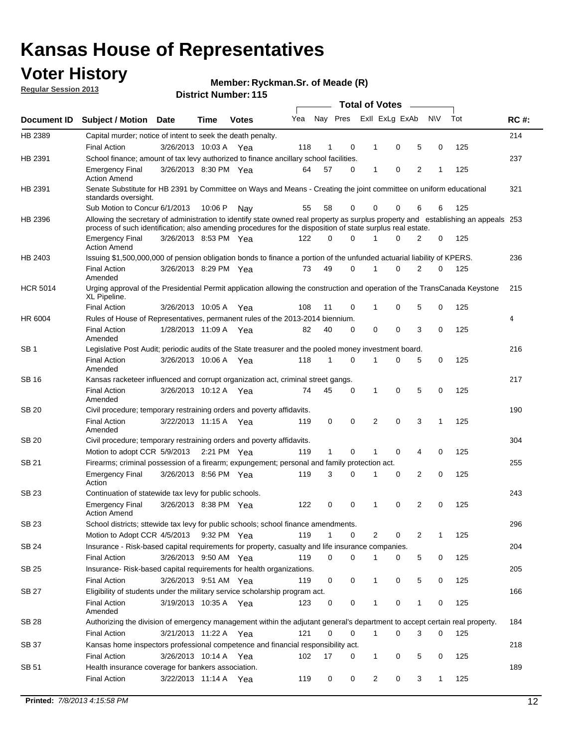# Kansas House of Representatives

## Voter History

**Regular Session 2013**

**Member: Ryckman.Sr. of Meade (R)**

**District Number: 115**

| Document ID | Subject / Motion | Date | Time | Votes | Yea | Nay | Pres | Exll | ExLg | ExAb | N\V | Tot | RC #: |
|---|---|---|---|---|---|---|---|---|---|---|---|---|---|
| HB 2389 | Capital murder; notice of intent to seek the death penalty. | | | | | | | | | | | | 214 |
| | Final Action | 3/26/2013 | 10:03 A | Yea | 118 | 1 | 0 | 1 | 0 | 5 | 0 | 125 | |
| HB 2391 | School finance; amount of tax levy authorized to finance ancillary school facilities. | | | | | | | | | | | | 237 |
| | Emergency Final Action Amend | 3/26/2013 | 8:30 PM | Yea | 64 | 57 | 0 | 1 | 0 | 2 | 1 | 125 | |
| HB 2391 | Senate Substitute for HB 2391 by Committee on Ways and Means - Creating the joint committee on uniform educational standards oversight. | | | | | | | | | | | | 321 |
| | Sub Motion to Concur | 6/1/2013 | 10:06 P | Nay | 55 | 58 | 0 | 0 | 0 | 6 | 6 | 125 | |
| HB 2396 | Allowing the secretary of administration to identify state owned real property as surplus property and establishing an appeals process of such identification; also amending procedures for the disposition of state surplus real estate. | | | | | | | | | | | | 253 |
| | Emergency Final Action Amend | 3/26/2013 | 8:53 PM | Yea | 122 | 0 | 0 | 1 | 0 | 2 | 0 | 125 | |
| HB 2403 | Issuing $1,500,000,000 of pension obligation bonds to finance a portion of the unfunded actuarial liability of KPERS. | | | | | | | | | | | | 236 |
| | Final Action Amended | 3/26/2013 | 8:29 PM | Yea | 73 | 49 | 0 | 1 | 0 | 2 | 0 | 125 | |
| HCR 5014 | Urging approval of the Presidential Permit application allowing the construction and operation of the TransCanada Keystone XL Pipeline. | | | | | | | | | | | | 215 |
| | Final Action | 3/26/2013 | 10:05 A | Yea | 108 | 11 | 0 | 1 | 0 | 5 | 0 | 125 | |
| HR 6004 | Rules of House of Representatives, permanent rules of the 2013-2014 biennium. | | | | | | | | | | | | 4 |
| | Final Action Amended | 1/28/2013 | 11:09 A | Yea | 82 | 40 | 0 | 0 | 0 | 3 | 0 | 125 | |
| SB 1 | Legislative Post Audit; periodic audits of the State treasurer and the pooled money investment board. | | | | | | | | | | | | 216 |
| | Final Action Amended | 3/26/2013 | 10:06 A | Yea | 118 | 1 | 0 | 1 | 0 | 5 | 0 | 125 | |
| SB 16 | Kansas racketeer influenced and corrupt organization act, criminal street gangs. | | | | | | | | | | | | 217 |
| | Final Action Amended | 3/26/2013 | 10:12 A | Yea | 74 | 45 | 0 | 1 | 0 | 5 | 0 | 125 | |
| SB 20 | Civil procedure; temporary restraining orders and poverty affidavits. | | | | | | | | | | | | 190 |
| | Final Action Amended | 3/22/2013 | 11:15 A | Yea | 119 | 0 | 0 | 2 | 0 | 3 | 1 | 125 | |
| SB 20 | Civil procedure; temporary restraining orders and poverty affidavits. | | | | | | | | | | | | 304 |
| | Motion to adopt CCR | 5/9/2013 | 2:21 PM | Yea | 119 | 1 | 0 | 1 | 0 | 4 | 0 | 125 | |
| SB 21 | Firearms; criminal possession of a firearm; expungement; personal and family protection act. | | | | | | | | | | | | 255 |
| | Emergency Final Action | 3/26/2013 | 8:56 PM | Yea | 119 | 3 | 0 | 1 | 0 | 2 | 0 | 125 | |
| SB 23 | Continuation of statewide tax levy for public schools. | | | | | | | | | | | | 243 |
| | Emergency Final Action Amend | 3/26/2013 | 8:38 PM | Yea | 122 | 0 | 0 | 1 | 0 | 2 | 0 | 125 | |
| SB 23 | School districts; sttewide tax levy for public schools; school finance amendments. | | | | | | | | | | | | 296 |
| | Motion to Adopt CCR | 4/5/2013 | 9:32 PM | Yea | 119 | 1 | 0 | 2 | 0 | 2 | 1 | 125 | |
| SB 24 | Insurance - Risk-based capital requirements for property, casualty and life insurance companies. | | | | | | | | | | | | 204 |
| | Final Action | 3/26/2013 | 9:50 AM | Yea | 119 | 0 | 0 | 1 | 0 | 5 | 0 | 125 | |
| SB 25 | Insurance- Risk-based capital requirements for health organizations. | | | | | | | | | | | | 205 |
| | Final Action | 3/26/2013 | 9:51 AM | Yea | 119 | 0 | 0 | 1 | 0 | 5 | 0 | 125 | |
| SB 27 | Eligibility of students under the military service scholarship program act. | | | | | | | | | | | | 166 |
| | Final Action Amended | 3/19/2013 | 10:35 A | Yea | 123 | 0 | 0 | 1 | 0 | 1 | 0 | 125 | |
| SB 28 | Authorizing the division of emergency management within the adjutant general's department to accept certain real property. | | | | | | | | | | | | 184 |
| | Final Action | 3/21/2013 | 11:22 A | Yea | 121 | 0 | 0 | 1 | 0 | 3 | 0 | 125 | |
| SB 37 | Kansas home inspectors professional competence and financial responsibility act. | | | | | | | | | | | | 218 |
| | Final Action | 3/26/2013 | 10:14 A | Yea | 102 | 17 | 0 | 1 | 0 | 5 | 0 | 125 | |
| SB 51 | Health insurance coverage for bankers association. | | | | | | | | | | | | 189 |
| | Final Action | 3/22/2013 | 11:14 A | Yea | 119 | 0 | 0 | 2 | 0 | 3 | 1 | 125 | |

**Printed:** *7/8/2013 4:15:58 PM*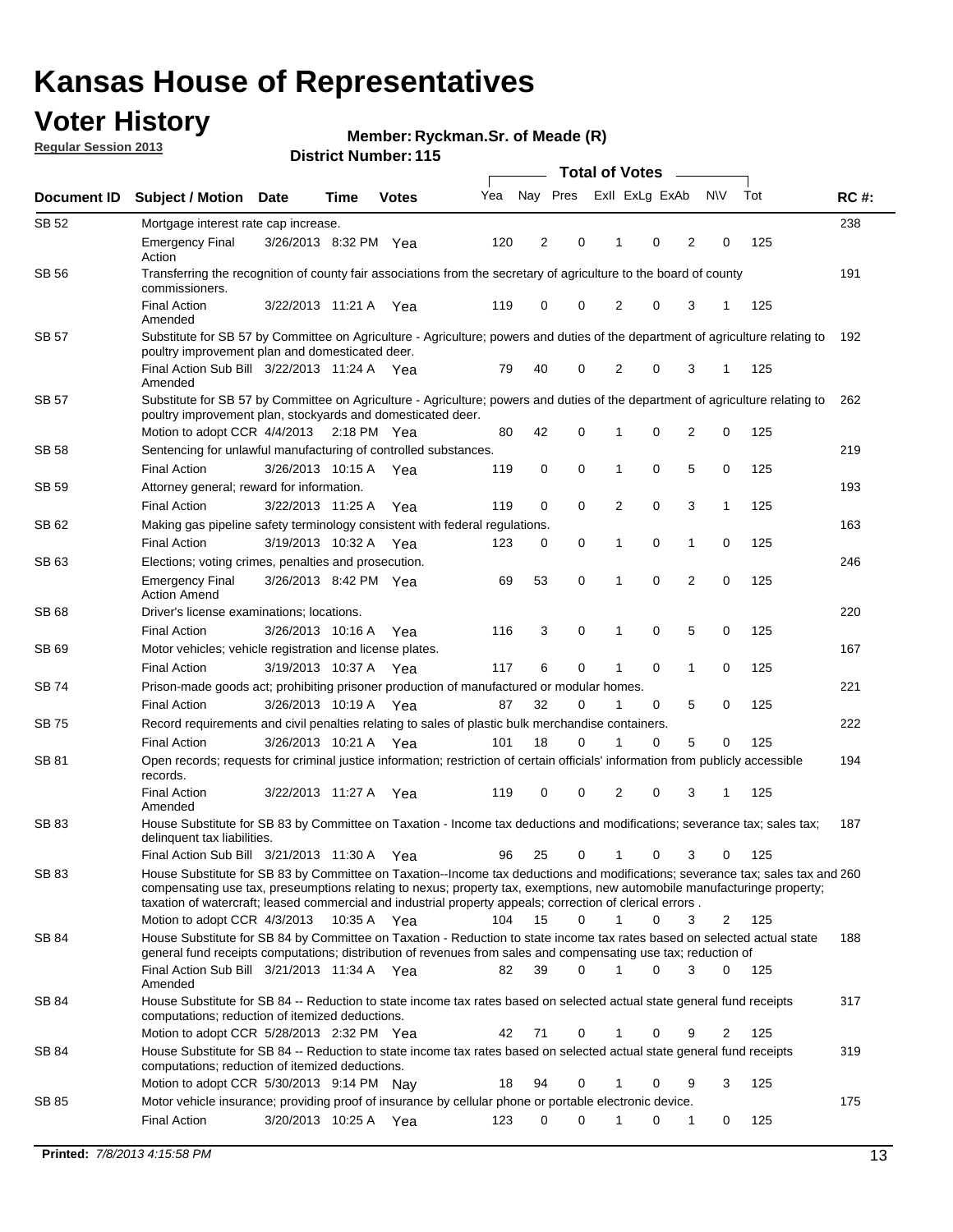# Kansas House of Representatives

## Voter History

**Regular Session 2013**

**Member: Ryckman.Sr. of Meade (R)**

**District Number: 115**

| Document ID | Subject / Motion | Date | Time | Votes | Yea | Nay | Pres | ExII | ExLg | ExAb | N\V | Tot | RC #: |
|---|---|---|---|---|---|---|---|---|---|---|---|---|---|
| SB 52 | Mortgage interest rate cap increase. | | | | | | | | | | | | 238 |
| | Emergency Final Action | 3/26/2013 | 8:32 PM | Yea | 120 | 2 | 0 | 1 | 0 | 2 | 0 | 125 | |
| SB 56 | Transferring the recognition of county fair associations from the secretary of agriculture to the board of county commissioners. | | | | | | | | | | | | 191 |
| | Final Action Amended | 3/22/2013 | 11:21 A | Yea | 119 | 0 | 0 | 2 | 0 | 3 | 1 | 125 | |
| SB 57 | Substitute for SB 57 by Committee on Agriculture - Agriculture; powers and duties of the department of agriculture relating to poultry improvement plan and domesticated deer. | | | | | | | | | | | | 192 |
| | Final Action Sub Bill Amended | 3/22/2013 | 11:24 A | Yea | 79 | 40 | 0 | 2 | 0 | 3 | 1 | 125 | |
| SB 57 | Substitute for SB 57 by Committee on Agriculture - Agriculture; powers and duties of the department of agriculture relating to poultry improvement plan, stockyards and domesticated deer. | | | | | | | | | | | | 262 |
| | Motion to adopt CCR | 4/4/2013 | 2:18 PM | Yea | 80 | 42 | 0 | 1 | 0 | 2 | 0 | 125 | |
| SB 58 | Sentencing for unlawful manufacturing of controlled substances. | | | | | | | | | | | | 219 |
| | Final Action | 3/26/2013 | 10:15 A | Yea | 119 | 0 | 0 | 1 | 0 | 5 | 0 | 125 | |
| SB 59 | Attorney general; reward for information. | | | | | | | | | | | | 193 |
| | Final Action | 3/22/2013 | 11:25 A | Yea | 119 | 0 | 0 | 2 | 0 | 3 | 1 | 125 | |
| SB 62 | Making gas pipeline safety terminology consistent with federal regulations. | | | | | | | | | | | | 163 |
| | Final Action | 3/19/2013 | 10:32 A | Yea | 123 | 0 | 0 | 1 | 0 | 1 | 0 | 125 | |
| SB 63 | Elections; voting crimes, penalties and prosecution. | | | | | | | | | | | | 246 |
| | Emergency Final Action Amend | 3/26/2013 | 8:42 PM | Yea | 69 | 53 | 0 | 1 | 0 | 2 | 0 | 125 | |
| SB 68 | Driver's license examinations; locations. | | | | | | | | | | | | 220 |
| | Final Action | 3/26/2013 | 10:16 A | Yea | 116 | 3 | 0 | 1 | 0 | 5 | 0 | 125 | |
| SB 69 | Motor vehicles; vehicle registration and license plates. | | | | | | | | | | | | 167 |
| | Final Action | 3/19/2013 | 10:37 A | Yea | 117 | 6 | 0 | 1 | 0 | 1 | 0 | 125 | |
| SB 74 | Prison-made goods act; prohibiting prisoner production of manufactured or modular homes. | | | | | | | | | | | | 221 |
| | Final Action | 3/26/2013 | 10:19 A | Yea | 87 | 32 | 0 | 1 | 0 | 5 | 0 | 125 | |
| SB 75 | Record requirements and civil penalties relating to sales of plastic bulk merchandise containers. | | | | | | | | | | | | 222 |
| | Final Action | 3/26/2013 | 10:21 A | Yea | 101 | 18 | 0 | 1 | 0 | 5 | 0 | 125 | |
| SB 81 | Open records; requests for criminal justice information; restriction of certain officials' information from publicly accessible records. | | | | | | | | | | | | 194 |
| | Final Action Amended | 3/22/2013 | 11:27 A | Yea | 119 | 0 | 0 | 2 | 0 | 3 | 1 | 125 | |
| SB 83 | House Substitute for SB 83 by Committee on Taxation - Income tax deductions and modifications; severance tax; sales tax; delinquent tax liabilities. | | | | | | | | | | | | 187 |
| | Final Action Sub Bill | 3/21/2013 | 11:30 A | Yea | 96 | 25 | 0 | 1 | 0 | 3 | 0 | 125 | |
| SB 83 | House Substitute for SB 83 by Committee on Taxation--Income tax deductions and modifications; severance tax; sales tax and compensating use tax, preseumptions relating to nexus; property tax, exemptions, new automobile manufacturinge property; taxation of watercraft; leased commercial and industrial property appeals; correction of clerical errors . | | | | | | | | | | | | 260 |
| | Motion to adopt CCR | 4/3/2013 | 10:35 A | Yea | 104 | 15 | 0 | 1 | 0 | 3 | 2 | 125 | |
| SB 84 | House Substitute for SB 84 by Committee on Taxation - Reduction to state income tax rates based on selected actual state general fund receipts computations; distribution of revenues from sales and compensating use tax; reduction of | | | | | | | | | | | | 188 |
| | Final Action Sub Bill Amended | 3/21/2013 | 11:34 A | Yea | 82 | 39 | 0 | 1 | 0 | 3 | 0 | 125 | |
| SB 84 | House Substitute for SB 84 -- Reduction to state income tax rates based on selected actual state general fund receipts computations; reduction of itemized deductions. | | | | | | | | | | | | 317 |
| | Motion to adopt CCR | 5/28/2013 | 2:32 PM | Yea | 42 | 71 | 0 | 1 | 0 | 9 | 2 | 125 | |
| SB 84 | House Substitute for SB 84 -- Reduction to state income tax rates based on selected actual state general fund receipts computations; reduction of itemized deductions. | | | | | | | | | | | | 319 |
| | Motion to adopt CCR | 5/30/2013 | 9:14 PM | Nay | 18 | 94 | 0 | 1 | 0 | 9 | 3 | 125 | |
| SB 85 | Motor vehicle insurance; providing proof of insurance by cellular phone or portable electronic device. | | | | | | | | | | | | 175 |
| | Final Action | 3/20/2013 | 10:25 A | Yea | 123 | 0 | 0 | 1 | 0 | 1 | 0 | 125 | |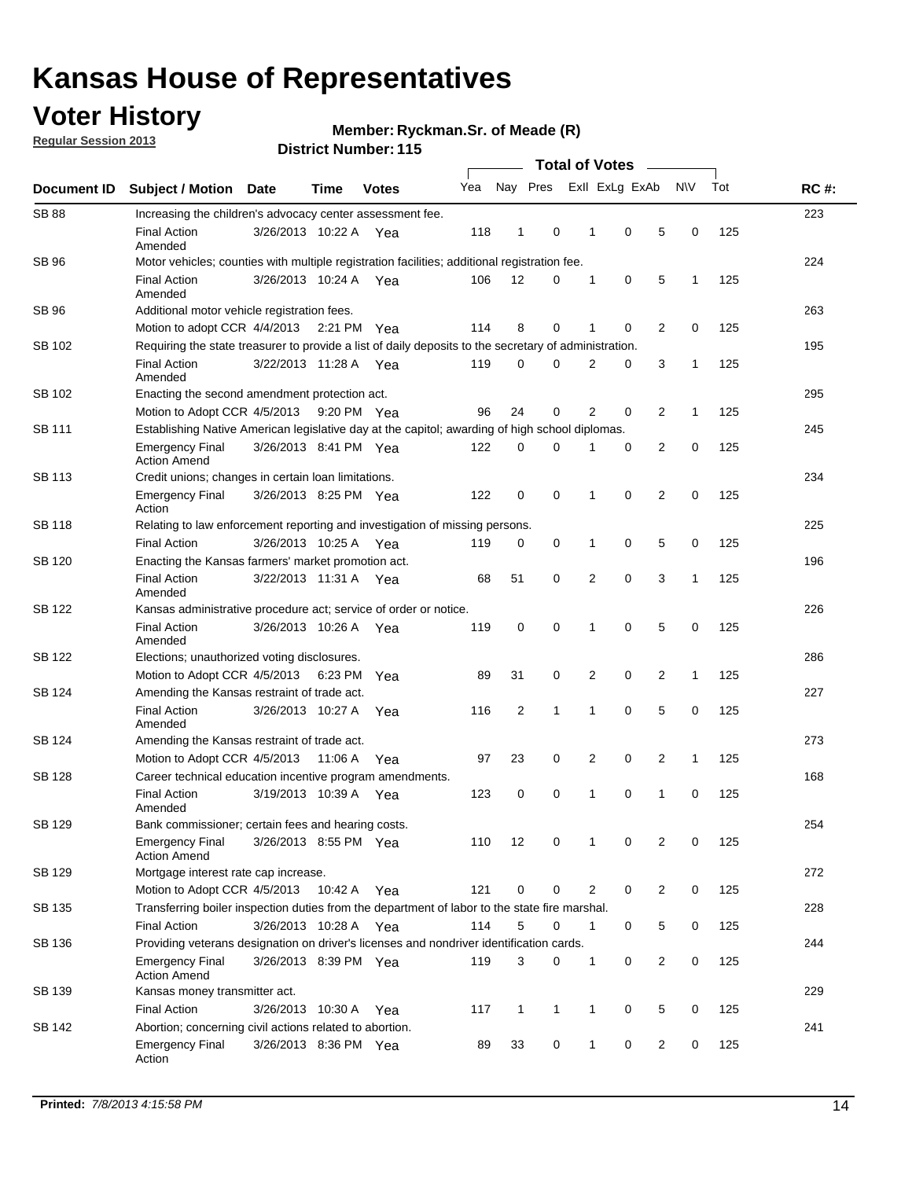# Kansas House of Representatives

## Voter History

**Regular Session 2013**

**Member: Ryckman.Sr. of Meade (R)**

**District Number: 115**

| Document ID | Subject / Motion | Date | Time | Votes | Yea | Nay | Pres | ExII | ExLg | ExAb | N\V | Tot | RC #: |
|---|---|---|---|---|---|---|---|---|---|---|---|---|---|
| SB 88 | Increasing the children's advocacy center assessment fee. | | | | | | | | | | | | 223 |
| | Final Action Amended | 3/26/2013 | 10:22 A | Yea | 118 | 1 | 0 | 1 | 0 | 5 | 0 | 125 | |
| SB 96 | Motor vehicles; counties with multiple registration facilities; additional registration fee. | | | | | | | | | | | | 224 |
| | Final Action Amended | 3/26/2013 | 10:24 A | Yea | 106 | 12 | 0 | 1 | 0 | 5 | 1 | 125 | |
| SB 96 | Additional motor vehicle registration fees. | | | | | | | | | | | | 263 |
| | Motion to adopt CCR | 4/4/2013 | 2:21 PM | Yea | 114 | 8 | 0 | 1 | 0 | 2 | 0 | 125 | |
| SB 102 | Requiring the state treasurer to provide a list of daily deposits to the secretary of administration. | | | | | | | | | | | | 195 |
| | Final Action Amended | 3/22/2013 | 11:28 A | Yea | 119 | 0 | 0 | 2 | 0 | 3 | 1 | 125 | |
| SB 102 | Enacting the second amendment protection act. | | | | | | | | | | | | 295 |
| | Motion to Adopt CCR | 4/5/2013 | 9:20 PM | Yea | 96 | 24 | 0 | 2 | 0 | 2 | 1 | 125 | |
| SB 111 | Establishing Native American legislative day at the capitol; awarding of high school diplomas. | | | | | | | | | | | | 245 |
| | Emergency Final Action Amend | 3/26/2013 | 8:41 PM | Yea | 122 | 0 | 0 | 1 | 0 | 2 | 0 | 125 | |
| SB 113 | Credit unions; changes in certain loan limitations. | | | | | | | | | | | | 234 |
| | Emergency Final Action | 3/26/2013 | 8:25 PM | Yea | 122 | 0 | 0 | 1 | 0 | 2 | 0 | 125 | |
| SB 118 | Relating to law enforcement reporting and investigation of missing persons. | | | | | | | | | | | | 225 |
| | Final Action | 3/26/2013 | 10:25 A | Yea | 119 | 0 | 0 | 1 | 0 | 5 | 0 | 125 | |
| SB 120 | Enacting the Kansas farmers' market promotion act. | | | | | | | | | | | | 196 |
| | Final Action Amended | 3/22/2013 | 11:31 A | Yea | 68 | 51 | 0 | 2 | 0 | 3 | 1 | 125 | |
| SB 122 | Kansas administrative procedure act; service of order or notice. | | | | | | | | | | | | 226 |
| | Final Action Amended | 3/26/2013 | 10:26 A | Yea | 119 | 0 | 0 | 1 | 0 | 5 | 0 | 125 | |
| SB 122 | Elections; unauthorized voting disclosures. | | | | | | | | | | | | 286 |
| | Motion to Adopt CCR | 4/5/2013 | 6:23 PM | Yea | 89 | 31 | 0 | 2 | 0 | 2 | 1 | 125 | |
| SB 124 | Amending the Kansas restraint of trade act. | | | | | | | | | | | | 227 |
| | Final Action Amended | 3/26/2013 | 10:27 A | Yea | 116 | 2 | 1 | 1 | 0 | 5 | 0 | 125 | |
| SB 124 | Amending the Kansas restraint of trade act. | | | | | | | | | | | | 273 |
| | Motion to Adopt CCR | 4/5/2013 | 11:06 A | Yea | 97 | 23 | 0 | 2 | 0 | 2 | 1 | 125 | |
| SB 128 | Career technical education incentive program amendments. | | | | | | | | | | | | 168 |
| | Final Action Amended | 3/19/2013 | 10:39 A | Yea | 123 | 0 | 0 | 1 | 0 | 1 | 0 | 125 | |
| SB 129 | Bank commissioner; certain fees and hearing costs. | | | | | | | | | | | | 254 |
| | Emergency Final Action Amend | 3/26/2013 | 8:55 PM | Yea | 110 | 12 | 0 | 1 | 0 | 2 | 0 | 125 | |
| SB 129 | Mortgage interest rate cap increase. | | | | | | | | | | | | 272 |
| | Motion to Adopt CCR | 4/5/2013 | 10:42 A | Yea | 121 | 0 | 0 | 2 | 0 | 2 | 0 | 125 | |
| SB 135 | Transferring boiler inspection duties from the department of labor to the state fire marshal. | | | | | | | | | | | | 228 |
| | Final Action | 3/26/2013 | 10:28 A | Yea | 114 | 5 | 0 | 1 | 0 | 5 | 0 | 125 | |
| SB 136 | Providing veterans designation on driver's licenses and nondriver identification cards. | | | | | | | | | | | | 244 |
| | Emergency Final Action Amend | 3/26/2013 | 8:39 PM | Yea | 119 | 3 | 0 | 1 | 0 | 2 | 0 | 125 | |
| SB 139 | Kansas money transmitter act. | | | | | | | | | | | | 229 |
| | Final Action | 3/26/2013 | 10:30 A | Yea | 117 | 1 | 1 | 1 | 0 | 5 | 0 | 125 | |
| SB 142 | Abortion; concerning civil actions related to abortion. | | | | | | | | | | | | 241 |
| | Emergency Final Action | 3/26/2013 | 8:36 PM | Yea | 89 | 33 | 0 | 1 | 0 | 2 | 0 | 125 | |

**Printed:** *7/8/2013 4:15:58 PM*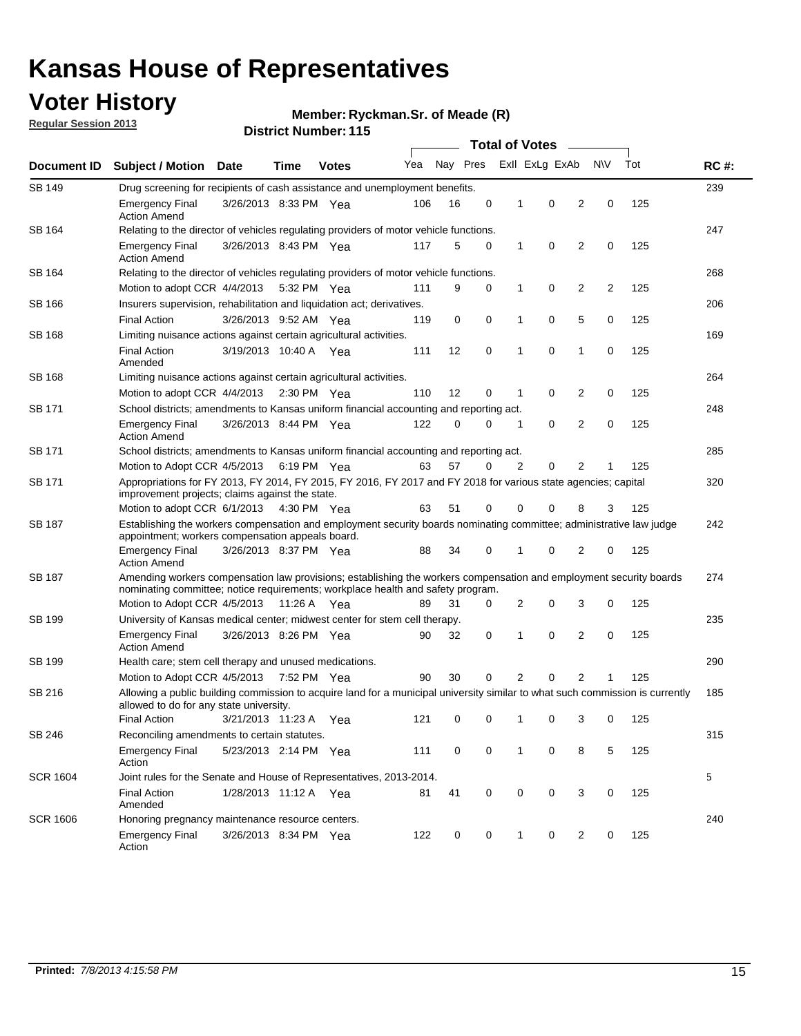# Kansas House of Representatives

## Voter History

**Regular Session 2013**

**Member: Ryckman.Sr. of Meade (R)**

**District Number: 115**

| Document ID | Subject / Motion | Date | Time | Votes | Yea | Nay | Pres | ExII | ExLg | ExAb | N\V | Tot | RC #: |
|---|---|---|---|---|---|---|---|---|---|---|---|---|---|
| SB 149 | Drug screening for recipients of cash assistance and unemployment benefits. | | | | | | | | | | | | 239 |
| | Emergency Final Action Amend | 3/26/2013 | 8:33 PM | Yea | 106 | 16 | 0 | 1 | 0 | 2 | 0 | 125 | |
| SB 164 | Relating to the director of vehicles regulating providers of motor vehicle functions. | | | | | | | | | | | | 247 |
| | Emergency Final Action Amend | 3/26/2013 | 8:43 PM | Yea | 117 | 5 | 0 | 1 | 0 | 2 | 0 | 125 | |
| SB 164 | Relating to the director of vehicles regulating providers of motor vehicle functions. | | | | | | | | | | | | 268 |
| | Motion to adopt CCR | 4/4/2013 | 5:32 PM | Yea | 111 | 9 | 0 | 1 | 0 | 2 | 2 | 125 | |
| SB 166 | Insurers supervision, rehabilitation and liquidation act; derivatives. | | | | | | | | | | | | 206 |
| | Final Action | 3/26/2013 | 9:52 AM | Yea | 119 | 0 | 0 | 1 | 0 | 5 | 0 | 125 | |
| SB 168 | Limiting nuisance actions against certain agricultural activities. | | | | | | | | | | | | 169 |
| | Final Action Amended | 3/19/2013 | 10:40 A | Yea | 111 | 12 | 0 | 1 | 0 | 1 | 0 | 125 | |
| SB 168 | Limiting nuisance actions against certain agricultural activities. | | | | | | | | | | | | 264 |
| | Motion to adopt CCR | 4/4/2013 | 2:30 PM | Yea | 110 | 12 | 0 | 1 | 0 | 2 | 0 | 125 | |
| SB 171 | School districts; amendments to Kansas uniform financial accounting and reporting act. | | | | | | | | | | | | 248 |
| | Emergency Final Action Amend | 3/26/2013 | 8:44 PM | Yea | 122 | 0 | 0 | 1 | 0 | 2 | 0 | 125 | |
| SB 171 | School districts; amendments to Kansas uniform financial accounting and reporting act. | | | | | | | | | | | | 285 |
| | Motion to Adopt CCR | 4/5/2013 | 6:19 PM | Yea | 63 | 57 | 0 | 2 | 0 | 2 | 1 | 125 | |
| SB 171 | Appropriations for FY 2013, FY 2014, FY 2015, FY 2016, FY 2017 and FY 2018 for various state agencies; capital improvement projects; claims against the state. | | | | | | | | | | | | 320 |
| | Motion to adopt CCR | 6/1/2013 | 4:30 PM | Yea | 63 | 51 | 0 | 0 | 0 | 8 | 3 | 125 | |
| SB 187 | Establishing the workers compensation and employment security boards nominating committee; administrative law judge appointment; workers compensation appeals board. | | | | | | | | | | | | 242 |
| | Emergency Final Action Amend | 3/26/2013 | 8:37 PM | Yea | 88 | 34 | 0 | 1 | 0 | 2 | 0 | 125 | |
| SB 187 | Amending workers compensation law provisions; establishing the workers compensation and employment security boards nominating committee; notice requirements; workplace health and safety program. | | | | | | | | | | | | 274 |
| | Motion to Adopt CCR | 4/5/2013 | 11:26 A | Yea | 89 | 31 | 0 | 2 | 0 | 3 | 0 | 125 | |
| SB 199 | University of Kansas medical center; midwest center for stem cell therapy. | | | | | | | | | | | | 235 |
| | Emergency Final Action Amend | 3/26/2013 | 8:26 PM | Yea | 90 | 32 | 0 | 1 | 0 | 2 | 0 | 125 | |
| SB 199 | Health care; stem cell therapy and unused medications. | | | | | | | | | | | | 290 |
| | Motion to Adopt CCR | 4/5/2013 | 7:52 PM | Yea | 90 | 30 | 0 | 2 | 0 | 2 | 1 | 125 | |
| SB 216 | Allowing a public building commission to acquire land for a municipal university similar to what such commission is currently allowed to do for any state university. | | | | | | | | | | | | 185 |
| | Final Action | 3/21/2013 | 11:23 A | Yea | 121 | 0 | 0 | 1 | 0 | 3 | 0 | 125 | |
| SB 246 | Reconciling amendments to certain statutes. | | | | | | | | | | | | 315 |
| | Emergency Final Action | 5/23/2013 | 2:14 PM | Yea | 111 | 0 | 0 | 1 | 0 | 8 | 5 | 125 | |
| SCR 1604 | Joint rules for the Senate and House of Representatives, 2013-2014. | | | | | | | | | | | | 5 |
| | Final Action Amended | 1/28/2013 | 11:12 A | Yea | 81 | 41 | 0 | 0 | 0 | 3 | 0 | 125 | |
| SCR 1606 | Honoring pregnancy maintenance resource centers. | | | | | | | | | | | | 240 |
| | Emergency Final Action | 3/26/2013 | 8:34 PM | Yea | 122 | 0 | 0 | 1 | 0 | 2 | 0 | 125 | |

**Printed:** *7/8/2013 4:15:58 PM*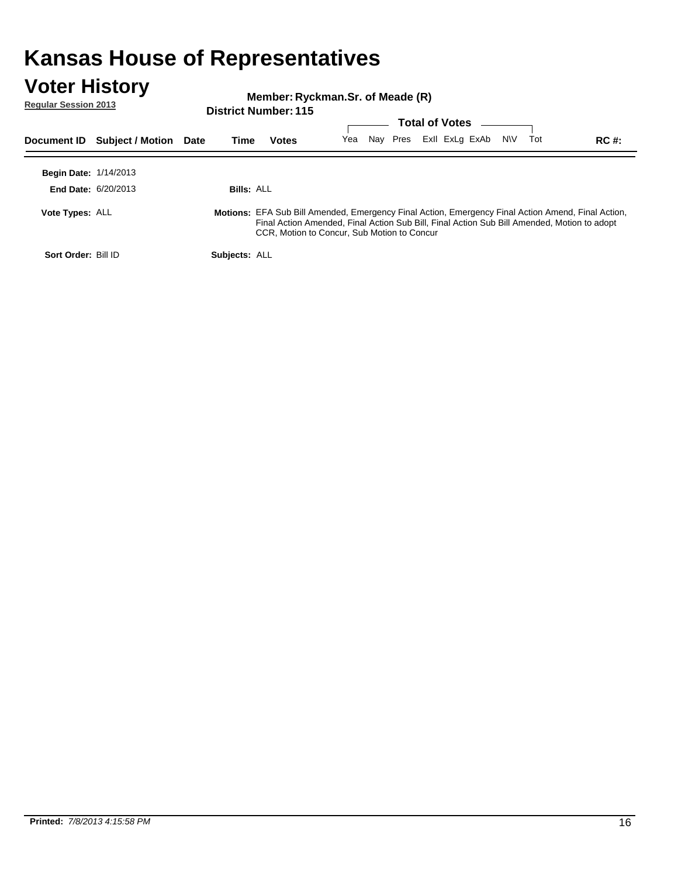# Kansas House of Representatives

## Voter History

**Regular Session 2013**

**Member:** Ryckman.Sr. of Meade (R)

**District Number:** 115

| Document ID | Subject / Motion | Date | Time | Votes | Yea | Nay | Pres | ExII | ExLg | ExAb | N\V | Tot | RC #: |
|---|---|---|---|---|---|---|---|---|---|---|---|---|---|

**Begin Date:** 1/14/2013

**End Date:** 6/20/2013

**Bills:** ALL

**Vote Types:** ALL

**Motions:** EFA Sub Bill Amended, Emergency Final Action, Emergency Final Action Amend, Final Action, Final Action Amended, Final Action Sub Bill, Final Action Sub Bill Amended, Motion to adopt CCR, Motion to Concur, Sub Motion to Concur

**Sort Order:** Bill ID

**Subjects:** ALL

**Printed:** *7/8/2013 4:15:58 PM*